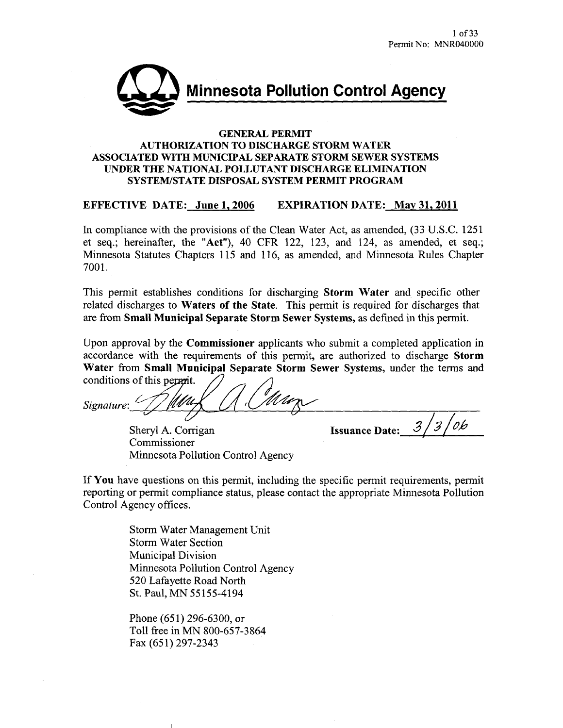Permit No: MNR040000

# Minnesota Pollution Control Agency

## GENERAL PERMIT
## AUTHORIZATION TO DISCHARGE STORM WATER ASSOCIATED WITH MUNICIPAL SEPARATE STORM SEWER SYSTEMS UNDER THE NATIONAL POLLUTANT DISCHARGE ELIMINATION SYSTEM/STATE DISPOSAL SYSTEM PERMIT PROGRAM

**EFFECTIVE DATE: June 1, 2006 EXPIRATION DATE: May 31, 2011**

In compliance with the provisions of the Clean Water Act, as amended, (33 U.S.C. 1251 et seq.; hereinafter, the "**Act**"), 40 CFR 122, 123, and 124, as amended, et seq.; Minnesota Statutes Chapters 115 and 116, as amended, and Minnesota Rules Chapter 7001.

This permit establishes conditions for discharging **Storm Water** and specific other related discharges to **Waters of the State**. This permit is required for discharges that are from **Small Municipal Separate Storm Sewer Systems,** as defined in this permit.

Upon approval by the **Commissioner** applicants who submit a completed application in accordance with the requirements of this permit, are authorized to discharge **Storm Water** from **Small Municipal Separate Storm Sewer Systems,** under the terms and conditions of this permit.

*Signature:* ______________________

Sheryl A. Corrigan
Commissioner
Minnesota Pollution Control Agency

**Issuance Date:** 3/3/06

If **You** have questions on this permit, including the specific permit requirements, permit reporting or permit compliance status, please contact the appropriate Minnesota Pollution Control Agency offices.

Storm Water Management Unit
Storm Water Section
Municipal Division
Minnesota Pollution Control Agency
520 Lafayette Road North
St. Paul, MN 55155-4194

Phone (651) 296-6300, or
Toll free in MN 800-657-3864
Fax (651) 297-2343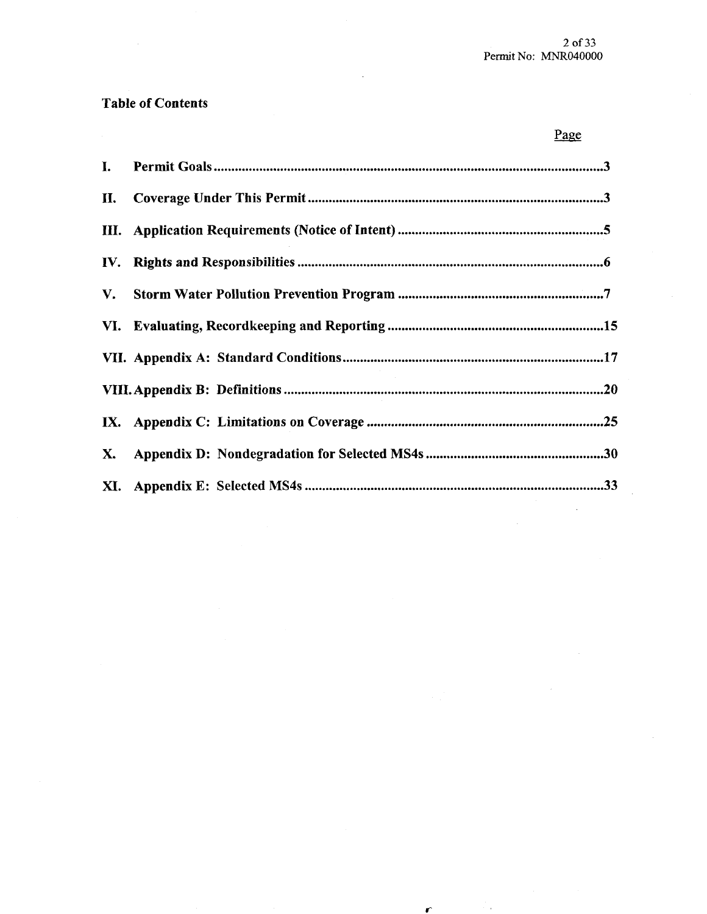**Table of Contents**

| | | Page |
|---|---|---|
| I. | Permit Goals | 3 |
| II. | Coverage Under This Permit | 3 |
| III. | Application Requirements (Notice of Intent) | 5 |
| IV. | Rights and Responsibilities | 6 |
| V. | Storm Water Pollution Prevention Program | 7 |
| VI. | Evaluating, Recordkeeping and Reporting | 15 |
| VII. | Appendix A: Standard Conditions | 17 |
| VIII. | Appendix B: Definitions | 20 |
| IX. | Appendix C: Limitations on Coverage | 25 |
| X. | Appendix D: Nondegradation for Selected MS4s | 30 |
| XI. | Appendix E: Selected MS4s | 33 |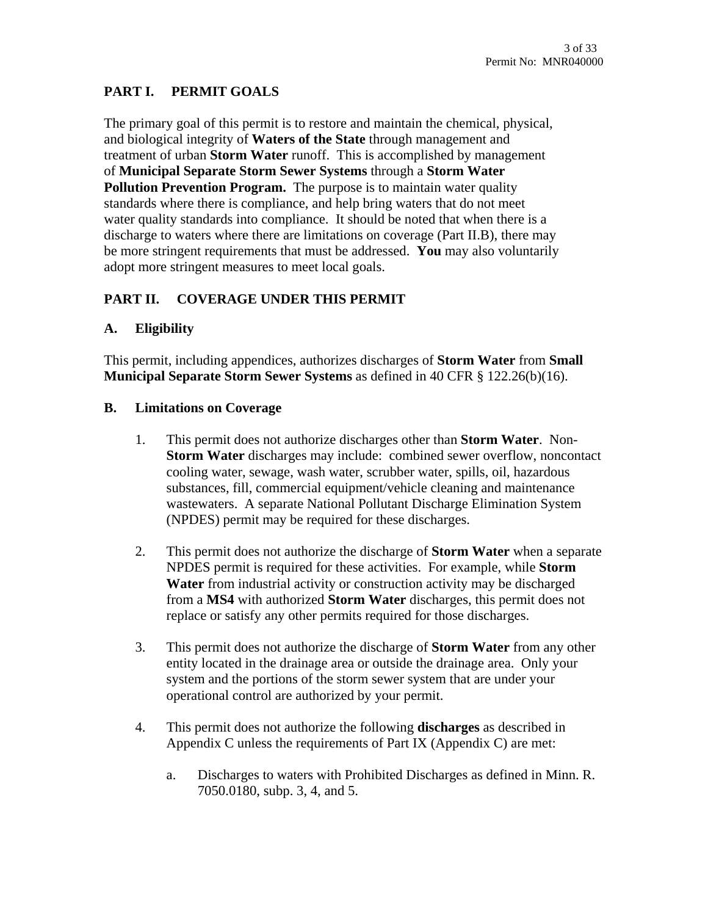## PART I. PERMIT GOALS

The primary goal of this permit is to restore and maintain the chemical, physical, and biological integrity of **Waters of the State** through management and treatment of urban **Storm Water** runoff. This is accomplished by management of **Municipal Separate Storm Sewer Systems** through a **Storm Water Pollution Prevention Program.** The purpose is to maintain water quality standards where there is compliance, and help bring waters that do not meet water quality standards into compliance. It should be noted that when there is a discharge to waters where there are limitations on coverage (Part II.B), there may be more stringent requirements that must be addressed. **You** may also voluntarily adopt more stringent measures to meet local goals.

## PART II. COVERAGE UNDER THIS PERMIT

### A. Eligibility

This permit, including appendices, authorizes discharges of **Storm Water** from **Small Municipal Separate Storm Sewer Systems** as defined in 40 CFR § 122.26(b)(16).

### B. Limitations on Coverage

1. This permit does not authorize discharges other than **Storm Water**. Non-**Storm Water** discharges may include: combined sewer overflow, noncontact cooling water, sewage, wash water, scrubber water, spills, oil, hazardous substances, fill, commercial equipment/vehicle cleaning and maintenance wastewaters. A separate National Pollutant Discharge Elimination System (NPDES) permit may be required for these discharges.

2. This permit does not authorize the discharge of **Storm Water** when a separate NPDES permit is required for these activities. For example, while **Storm Water** from industrial activity or construction activity may be discharged from a **MS4** with authorized **Storm Water** discharges, this permit does not replace or satisfy any other permits required for those discharges.

3. This permit does not authorize the discharge of **Storm Water** from any other entity located in the drainage area or outside the drainage area. Only your system and the portions of the storm sewer system that are under your operational control are authorized by your permit.

4. This permit does not authorize the following **discharges** as described in Appendix C unless the requirements of Part IX (Appendix C) are met:

   a. Discharges to waters with Prohibited Discharges as defined in Minn. R. 7050.0180, subp. 3, 4, and 5.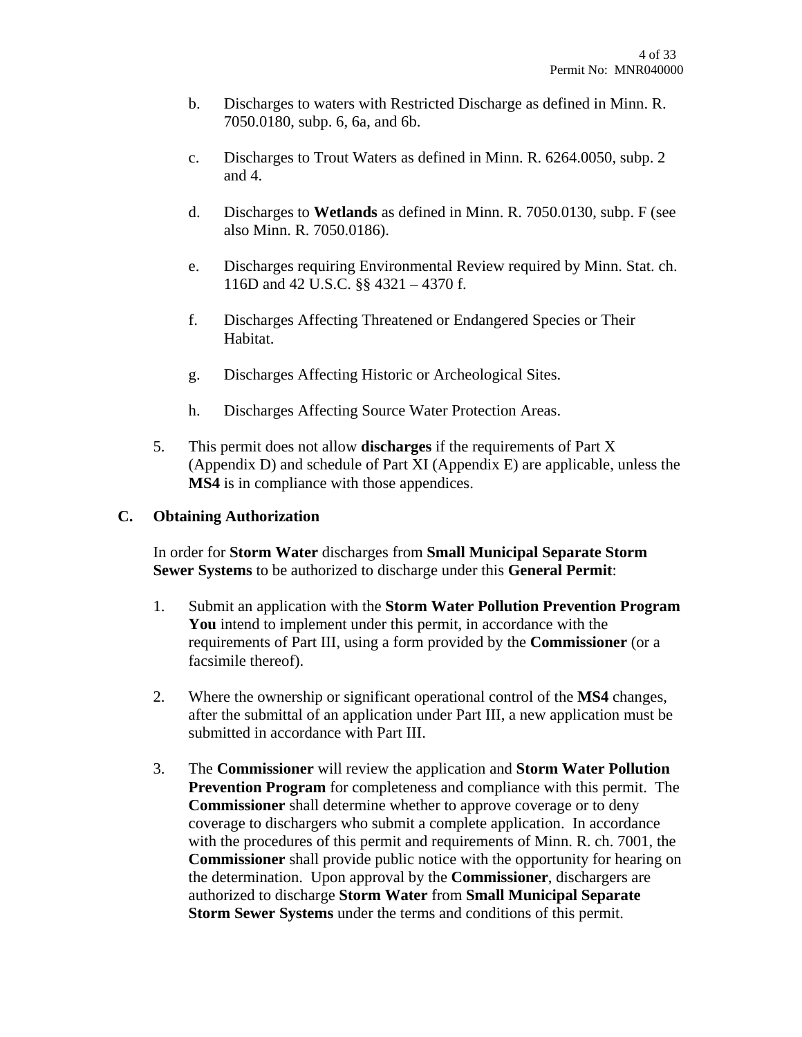b. Discharges to waters with Restricted Discharge as defined in Minn. R. 7050.0180, subp. 6, 6a, and 6b.

c. Discharges to Trout Waters as defined in Minn. R. 6264.0050, subp. 2 and 4.

d. Discharges to **Wetlands** as defined in Minn. R. 7050.0130, subp. F (see also Minn. R. 7050.0186).

e. Discharges requiring Environmental Review required by Minn. Stat. ch. 116D and 42 U.S.C. §§ 4321 – 4370 f.

f. Discharges Affecting Threatened or Endangered Species or Their Habitat.

g. Discharges Affecting Historic or Archeological Sites.

h. Discharges Affecting Source Water Protection Areas.

5. This permit does not allow **discharges** if the requirements of Part X (Appendix D) and schedule of Part XI (Appendix E) are applicable, unless the **MS4** is in compliance with those appendices.

## C. Obtaining Authorization

In order for **Storm Water** discharges from **Small Municipal Separate Storm Sewer Systems** to be authorized to discharge under this **General Permit**:

1. Submit an application with the **Storm Water Pollution Prevention Program You** intend to implement under this permit, in accordance with the requirements of Part III, using a form provided by the **Commissioner** (or a facsimile thereof).

2. Where the ownership or significant operational control of the **MS4** changes, after the submittal of an application under Part III, a new application must be submitted in accordance with Part III.

3. The **Commissioner** will review the application and **Storm Water Pollution Prevention Program** for completeness and compliance with this permit. The **Commissioner** shall determine whether to approve coverage or to deny coverage to dischargers who submit a complete application. In accordance with the procedures of this permit and requirements of Minn. R. ch. 7001, the **Commissioner** shall provide public notice with the opportunity for hearing on the determination. Upon approval by the **Commissioner**, dischargers are authorized to discharge **Storm Water** from **Small Municipal Separate Storm Sewer Systems** under the terms and conditions of this permit.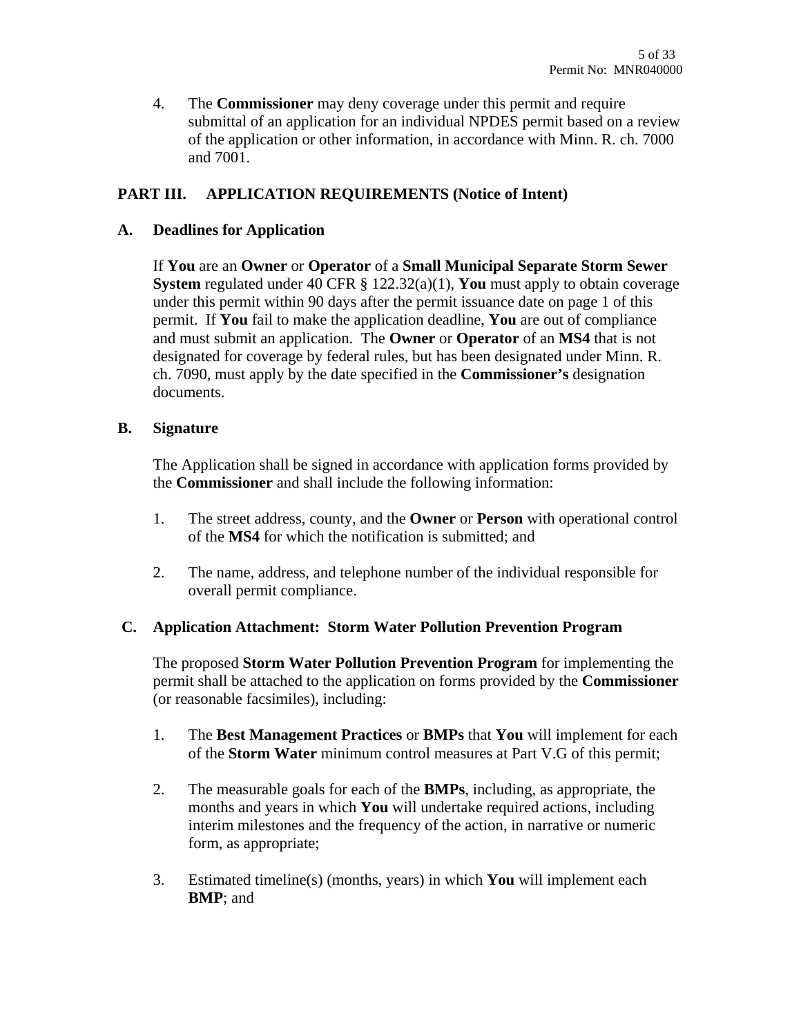4. The **Commissioner** may deny coverage under this permit and require submittal of an application for an individual NPDES permit based on a review of the application or other information, in accordance with Minn. R. ch. 7000 and 7001.

## PART III. APPLICATION REQUIREMENTS (Notice of Intent)

### A. Deadlines for Application

If **You** are an **Owner** or **Operator** of a **Small Municipal Separate Storm Sewer System** regulated under 40 CFR § 122.32(a)(1), **You** must apply to obtain coverage under this permit within 90 days after the permit issuance date on page 1 of this permit. If **You** fail to make the application deadline, **You** are out of compliance and must submit an application. The **Owner** or **Operator** of an **MS4** that is not designated for coverage by federal rules, but has been designated under Minn. R. ch. 7090, must apply by the date specified in the **Commissioner's** designation documents.

### B. Signature

The Application shall be signed in accordance with application forms provided by the **Commissioner** and shall include the following information:

1. The street address, county, and the **Owner** or **Person** with operational control of the **MS4** for which the notification is submitted; and

2. The name, address, and telephone number of the individual responsible for overall permit compliance.

### C. Application Attachment: Storm Water Pollution Prevention Program

The proposed **Storm Water Pollution Prevention Program** for implementing the permit shall be attached to the application on forms provided by the **Commissioner** (or reasonable facsimiles), including:

1. The **Best Management Practices** or **BMPs** that **You** will implement for each of the **Storm Water** minimum control measures at Part V.G of this permit;

2. The measurable goals for each of the **BMPs**, including, as appropriate, the months and years in which **You** will undertake required actions, including interim milestones and the frequency of the action, in narrative or numeric form, as appropriate;

3. Estimated timeline(s) (months, years) in which **You** will implement each **BMP**; and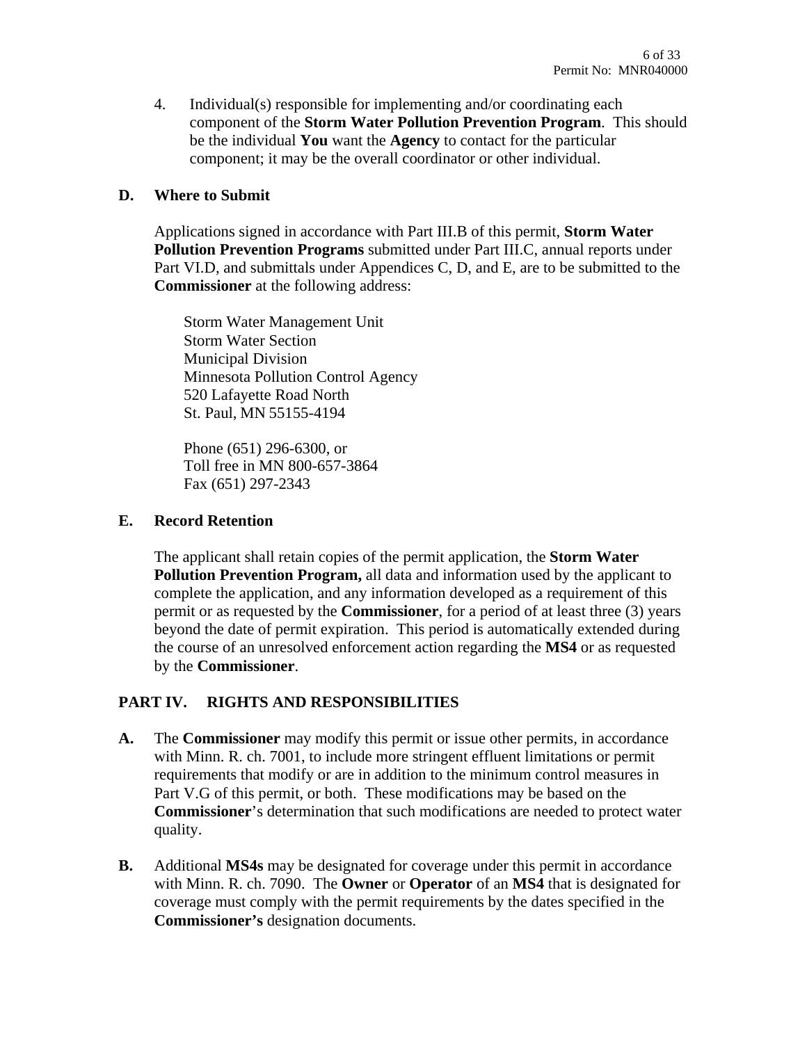4. Individual(s) responsible for implementing and/or coordinating each component of the **Storm Water Pollution Prevention Program**. This should be the individual **You** want the **Agency** to contact for the particular component; it may be the overall coordinator or other individual.

### D. Where to Submit

Applications signed in accordance with Part III.B of this permit, **Storm Water Pollution Prevention Programs** submitted under Part III.C, annual reports under Part VI.D, and submittals under Appendices C, D, and E, are to be submitted to the **Commissioner** at the following address:

Storm Water Management Unit
Storm Water Section
Municipal Division
Minnesota Pollution Control Agency
520 Lafayette Road North
St. Paul, MN 55155-4194

Phone (651) 296-6300, or
Toll free in MN 800-657-3864
Fax (651) 297-2343

### E. Record Retention

The applicant shall retain copies of the permit application, the **Storm Water Pollution Prevention Program,** all data and information used by the applicant to complete the application, and any information developed as a requirement of this permit or as requested by the **Commissioner**, for a period of at least three (3) years beyond the date of permit expiration. This period is automatically extended during the course of an unresolved enforcement action regarding the **MS4** or as requested by the **Commissioner**.

## PART IV. RIGHTS AND RESPONSIBILITIES

**A.** The **Commissioner** may modify this permit or issue other permits, in accordance with Minn. R. ch. 7001, to include more stringent effluent limitations or permit requirements that modify or are in addition to the minimum control measures in Part V.G of this permit, or both. These modifications may be based on the **Commissioner**'s determination that such modifications are needed to protect water quality.

**B.** Additional **MS4s** may be designated for coverage under this permit in accordance with Minn. R. ch. 7090. The **Owner** or **Operator** of an **MS4** that is designated for coverage must comply with the permit requirements by the dates specified in the **Commissioner's** designation documents.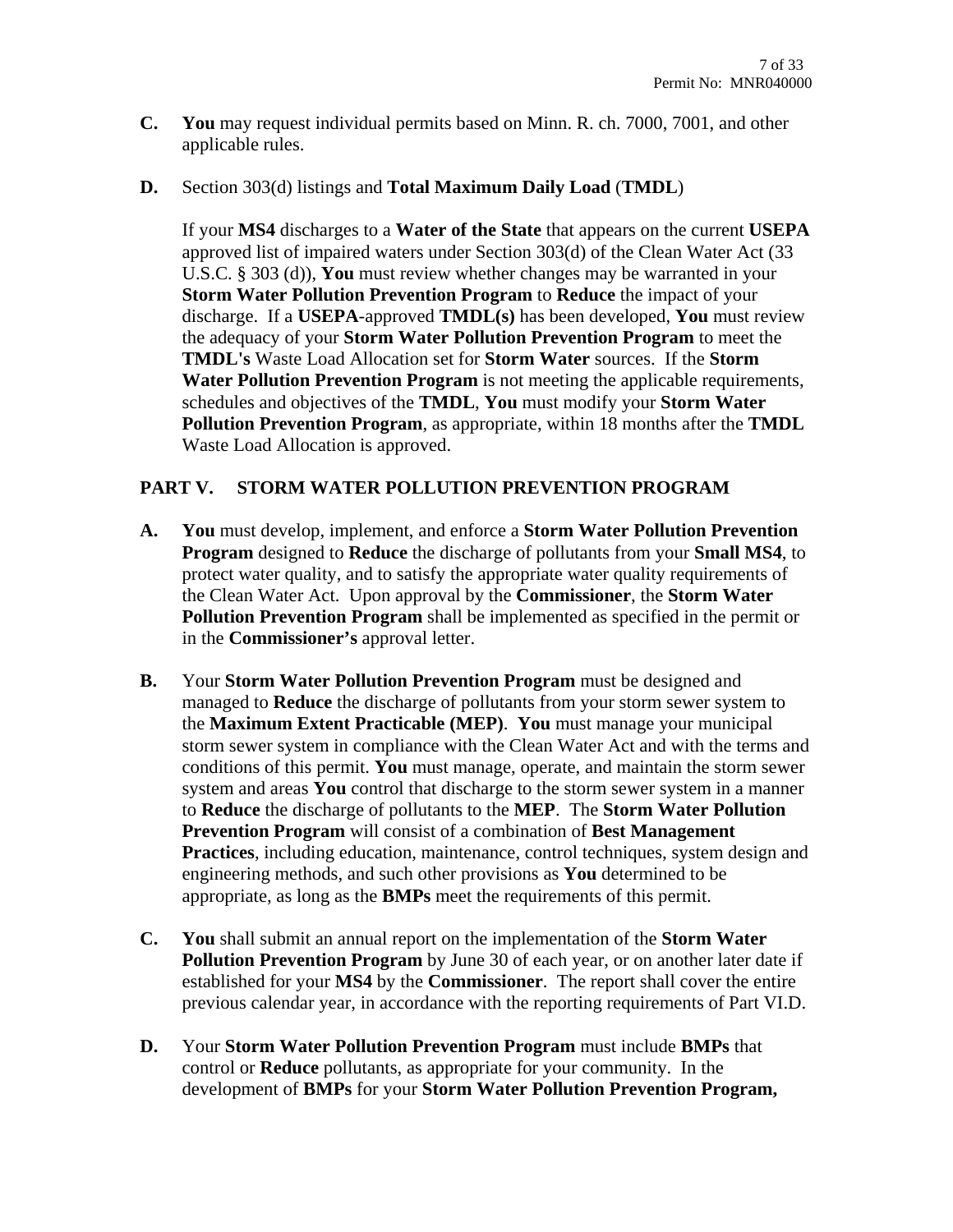**C.** **You** may request individual permits based on Minn. R. ch. 7000, 7001, and other applicable rules.

**D.** Section 303(d) listings and **Total Maximum Daily Load** (**TMDL**)

If your **MS4** discharges to a **Water of the State** that appears on the current **USEPA** approved list of impaired waters under Section 303(d) of the Clean Water Act (33 U.S.C. § 303 (d)), **You** must review whether changes may be warranted in your **Storm Water Pollution Prevention Program** to **Reduce** the impact of your discharge. If a **USEPA**-approved **TMDL(s)** has been developed, **You** must review the adequacy of your **Storm Water Pollution Prevention Program** to meet the **TMDL's** Waste Load Allocation set for **Storm Water** sources. If the **Storm Water Pollution Prevention Program** is not meeting the applicable requirements, schedules and objectives of the **TMDL**, **You** must modify your **Storm Water Pollution Prevention Program**, as appropriate, within 18 months after the **TMDL** Waste Load Allocation is approved.

## PART V. STORM WATER POLLUTION PREVENTION PROGRAM

**A.** **You** must develop, implement, and enforce a **Storm Water Pollution Prevention Program** designed to **Reduce** the discharge of pollutants from your **Small MS4**, to protect water quality, and to satisfy the appropriate water quality requirements of the Clean Water Act. Upon approval by the **Commissioner**, the **Storm Water Pollution Prevention Program** shall be implemented as specified in the permit or in the **Commissioner's** approval letter.

**B.** Your **Storm Water Pollution Prevention Program** must be designed and managed to **Reduce** the discharge of pollutants from your storm sewer system to the **Maximum Extent Practicable (MEP)**. **You** must manage your municipal storm sewer system in compliance with the Clean Water Act and with the terms and conditions of this permit. **You** must manage, operate, and maintain the storm sewer system and areas **You** control that discharge to the storm sewer system in a manner to **Reduce** the discharge of pollutants to the **MEP**. The **Storm Water Pollution Prevention Program** will consist of a combination of **Best Management Practices**, including education, maintenance, control techniques, system design and engineering methods, and such other provisions as **You** determined to be appropriate, as long as the **BMPs** meet the requirements of this permit.

**C.** **You** shall submit an annual report on the implementation of the **Storm Water Pollution Prevention Program** by June 30 of each year, or on another later date if established for your **MS4** by the **Commissioner**. The report shall cover the entire previous calendar year, in accordance with the reporting requirements of Part VI.D.

**D.** Your **Storm Water Pollution Prevention Program** must include **BMPs** that control or **Reduce** pollutants, as appropriate for your community. In the development of **BMPs** for your **Storm Water Pollution Prevention Program,**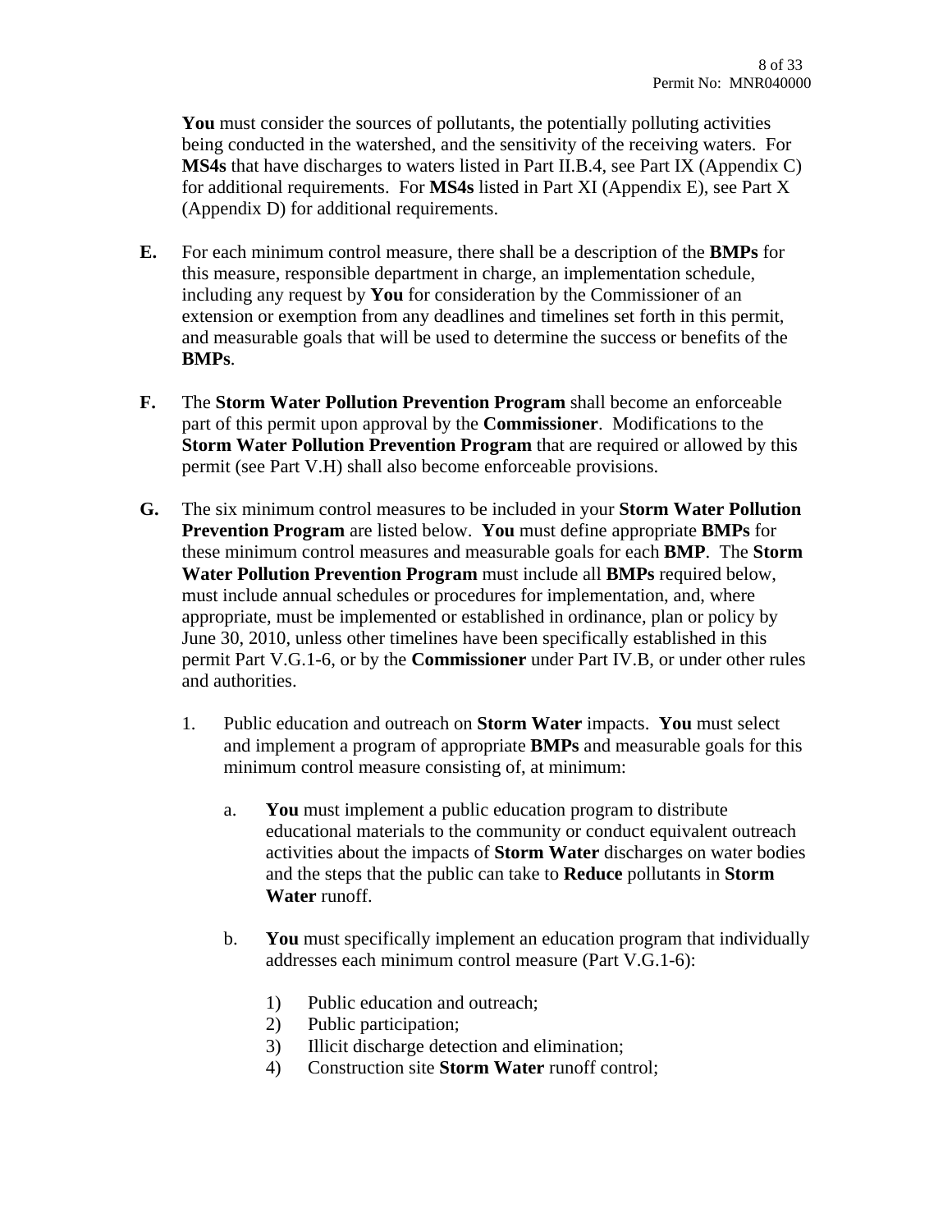**You** must consider the sources of pollutants, the potentially polluting activities being conducted in the watershed, and the sensitivity of the receiving waters. For **MS4s** that have discharges to waters listed in Part II.B.4, see Part IX (Appendix C) for additional requirements. For **MS4s** listed in Part XI (Appendix E), see Part X (Appendix D) for additional requirements.

**E.** For each minimum control measure, there shall be a description of the **BMPs** for this measure, responsible department in charge, an implementation schedule, including any request by **You** for consideration by the Commissioner of an extension or exemption from any deadlines and timelines set forth in this permit, and measurable goals that will be used to determine the success or benefits of the **BMPs**.

**F.** The **Storm Water Pollution Prevention Program** shall become an enforceable part of this permit upon approval by the **Commissioner**. Modifications to the **Storm Water Pollution Prevention Program** that are required or allowed by this permit (see Part V.H) shall also become enforceable provisions.

**G.** The six minimum control measures to be included in your **Storm Water Pollution Prevention Program** are listed below. **You** must define appropriate **BMPs** for these minimum control measures and measurable goals for each **BMP**. The **Storm Water Pollution Prevention Program** must include all **BMPs** required below, must include annual schedules or procedures for implementation, and, where appropriate, must be implemented or established in ordinance, plan or policy by June 30, 2010, unless other timelines have been specifically established in this permit Part V.G.1-6, or by the **Commissioner** under Part IV.B, or under other rules and authorities.

1. Public education and outreach on **Storm Water** impacts. **You** must select and implement a program of appropriate **BMPs** and measurable goals for this minimum control measure consisting of, at minimum:

   a. **You** must implement a public education program to distribute educational materials to the community or conduct equivalent outreach activities about the impacts of **Storm Water** discharges on water bodies and the steps that the public can take to **Reduce** pollutants in **Storm Water** runoff.

   b. **You** must specifically implement an education program that individually addresses each minimum control measure (Part V.G.1-6):

      1) Public education and outreach;
      2) Public participation;
      3) Illicit discharge detection and elimination;
      4) Construction site **Storm Water** runoff control;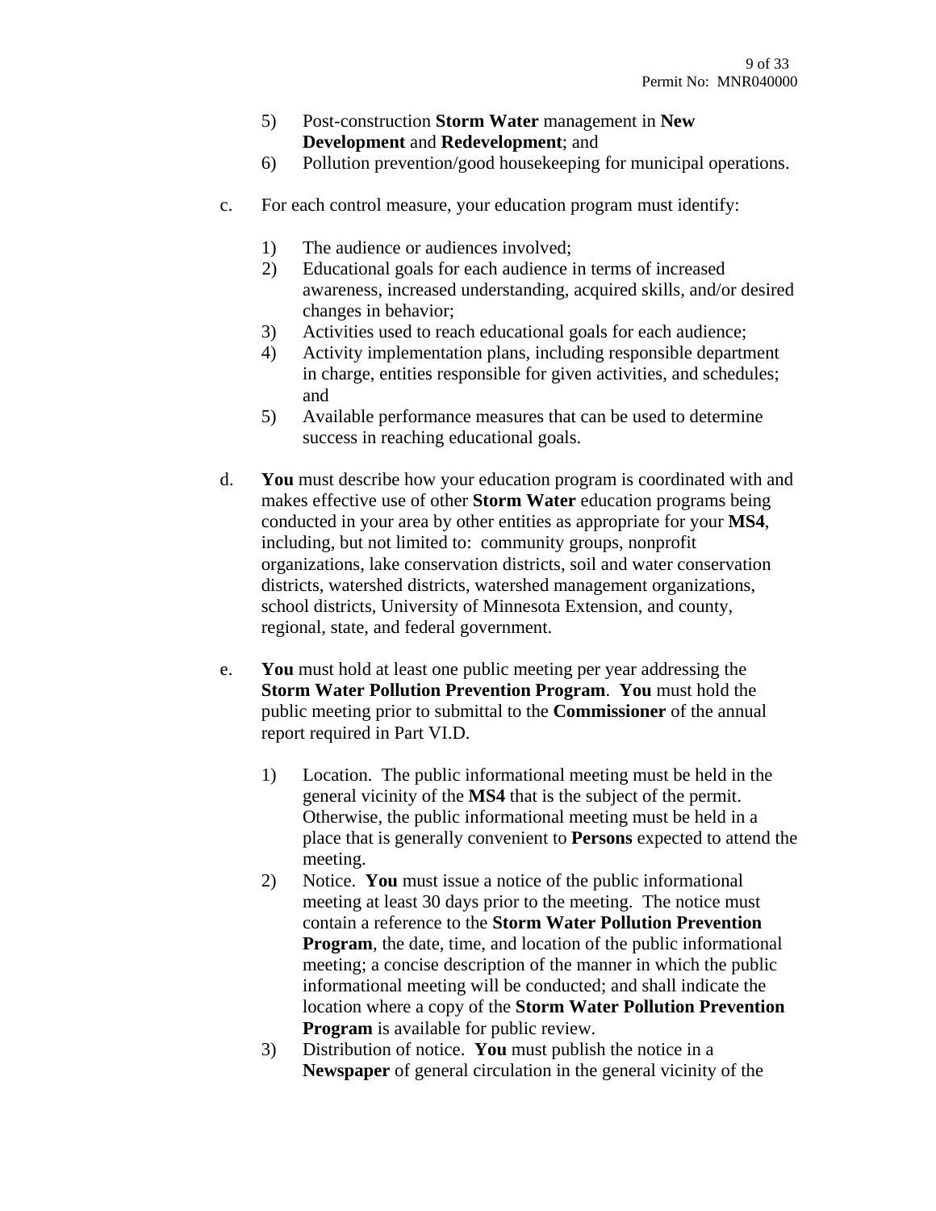5) Post-construction **Storm Water** management in **New Development** and **Redevelopment**; and
6) Pollution prevention/good housekeeping for municipal operations.

c. For each control measure, your education program must identify:

1) The audience or audiences involved;
2) Educational goals for each audience in terms of increased awareness, increased understanding, acquired skills, and/or desired changes in behavior;
3) Activities used to reach educational goals for each audience;
4) Activity implementation plans, including responsible department in charge, entities responsible for given activities, and schedules; and
5) Available performance measures that can be used to determine success in reaching educational goals.

d. **You** must describe how your education program is coordinated with and makes effective use of other **Storm Water** education programs being conducted in your area by other entities as appropriate for your **MS4**, including, but not limited to: community groups, nonprofit organizations, lake conservation districts, soil and water conservation districts, watershed districts, watershed management organizations, school districts, University of Minnesota Extension, and county, regional, state, and federal government.

e. **You** must hold at least one public meeting per year addressing the **Storm Water Pollution Prevention Program**. **You** must hold the public meeting prior to submittal to the **Commissioner** of the annual report required in Part VI.D.

1) Location. The public informational meeting must be held in the general vicinity of the **MS4** that is the subject of the permit. Otherwise, the public informational meeting must be held in a place that is generally convenient to **Persons** expected to attend the meeting.
2) Notice. **You** must issue a notice of the public informational meeting at least 30 days prior to the meeting. The notice must contain a reference to the **Storm Water Pollution Prevention Program**, the date, time, and location of the public informational meeting; a concise description of the manner in which the public informational meeting will be conducted; and shall indicate the location where a copy of the **Storm Water Pollution Prevention Program** is available for public review.
3) Distribution of notice. **You** must publish the notice in a **Newspaper** of general circulation in the general vicinity of the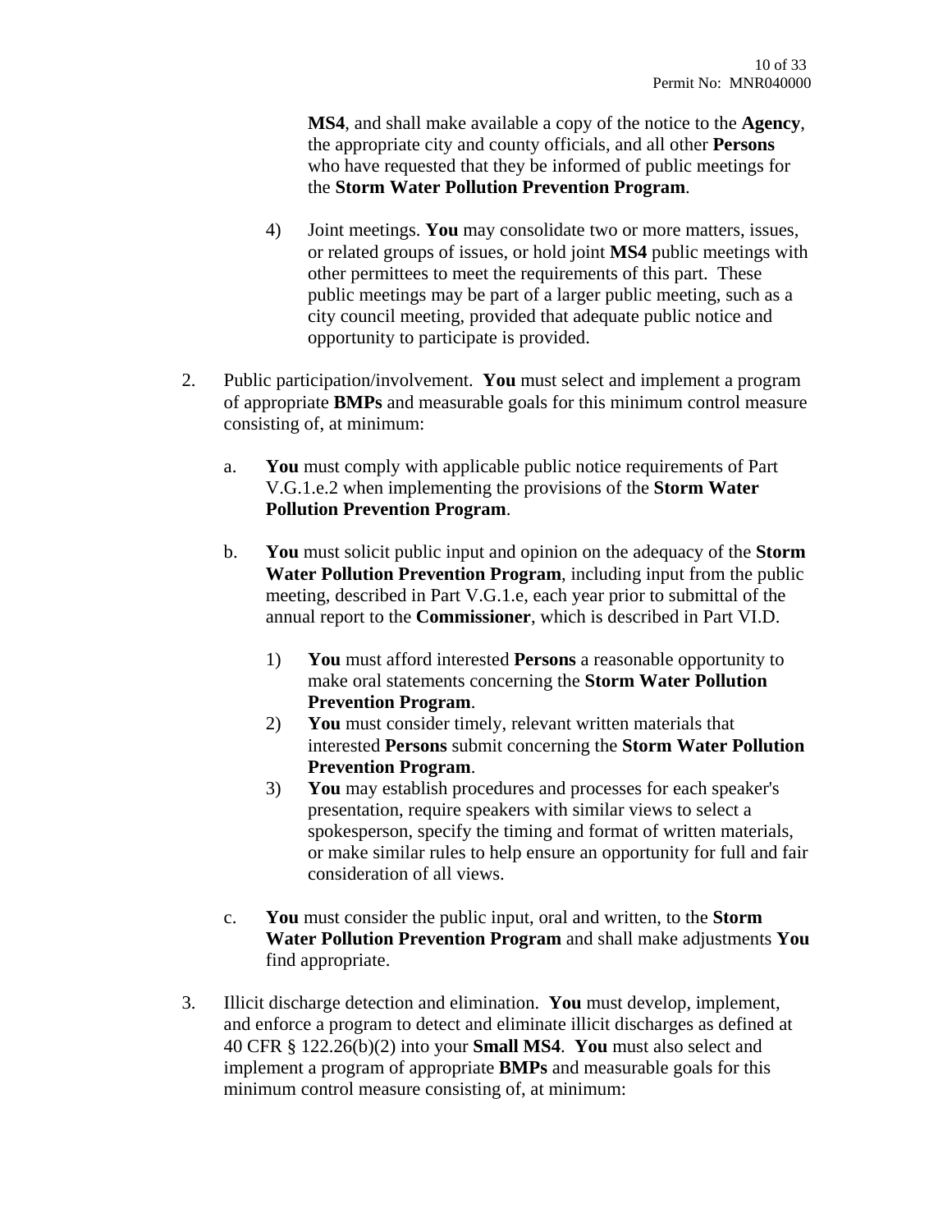**MS4**, and shall make available a copy of the notice to the **Agency**, the appropriate city and county officials, and all other **Persons** who have requested that they be informed of public meetings for the **Storm Water Pollution Prevention Program**.

4) Joint meetings. **You** may consolidate two or more matters, issues, or related groups of issues, or hold joint **MS4** public meetings with other permittees to meet the requirements of this part. These public meetings may be part of a larger public meeting, such as a city council meeting, provided that adequate public notice and opportunity to participate is provided.

2. Public participation/involvement. **You** must select and implement a program of appropriate **BMPs** and measurable goals for this minimum control measure consisting of, at minimum:

   a. **You** must comply with applicable public notice requirements of Part V.G.1.e.2 when implementing the provisions of the **Storm Water Pollution Prevention Program**.

   b. **You** must solicit public input and opinion on the adequacy of the **Storm Water Pollution Prevention Program**, including input from the public meeting, described in Part V.G.1.e, each year prior to submittal of the annual report to the **Commissioner**, which is described in Part VI.D.

      1) **You** must afford interested **Persons** a reasonable opportunity to make oral statements concerning the **Storm Water Pollution Prevention Program**.
      2) **You** must consider timely, relevant written materials that interested **Persons** submit concerning the **Storm Water Pollution Prevention Program**.
      3) **You** may establish procedures and processes for each speaker's presentation, require speakers with similar views to select a spokesperson, specify the timing and format of written materials, or make similar rules to help ensure an opportunity for full and fair consideration of all views.

   c. **You** must consider the public input, oral and written, to the **Storm Water Pollution Prevention Program** and shall make adjustments **You** find appropriate.

3. Illicit discharge detection and elimination. **You** must develop, implement, and enforce a program to detect and eliminate illicit discharges as defined at 40 CFR § 122.26(b)(2) into your **Small MS4**. **You** must also select and implement a program of appropriate **BMPs** and measurable goals for this minimum control measure consisting of, at minimum: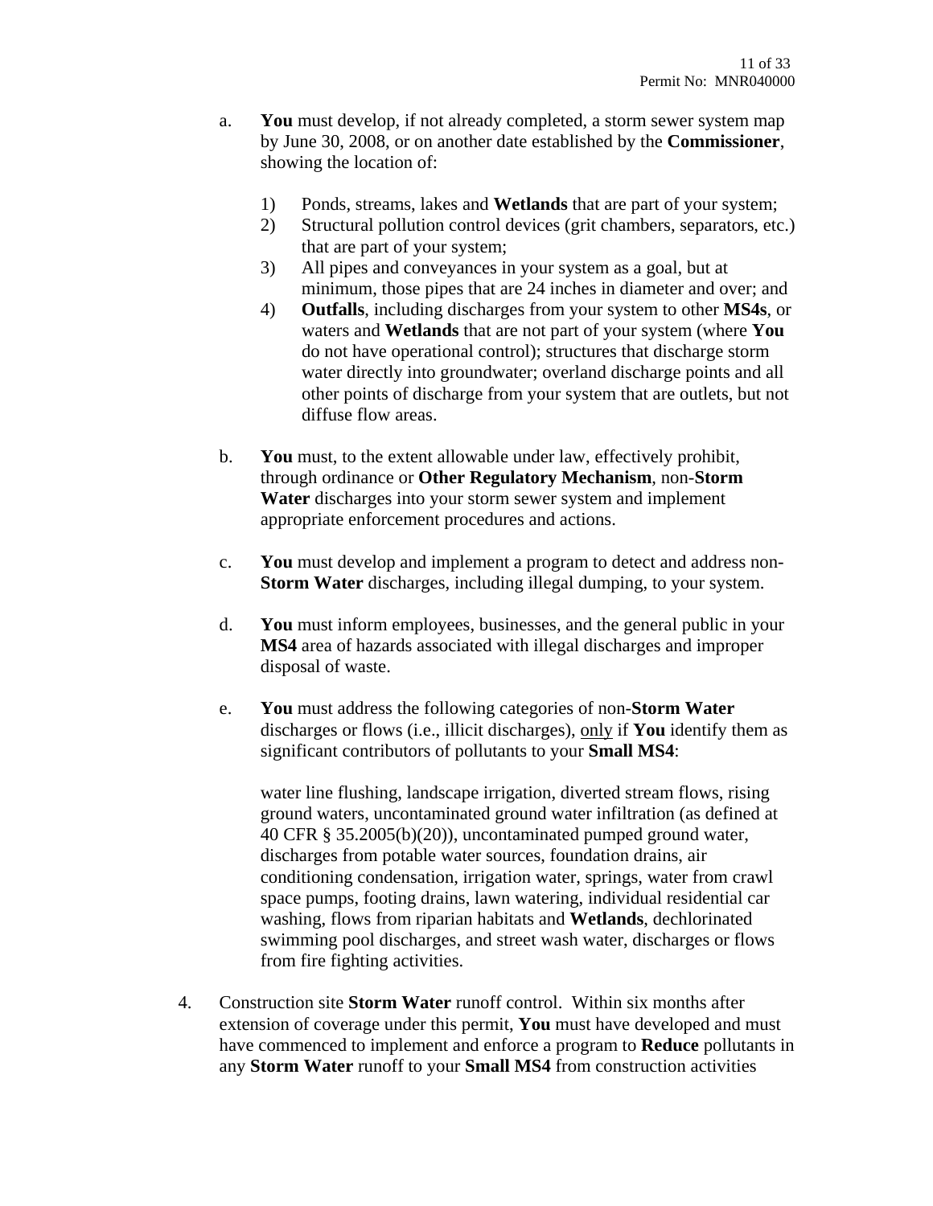a. **You** must develop, if not already completed, a storm sewer system map by June 30, 2008, or on another date established by the **Commissioner**, showing the location of:

   1) Ponds, streams, lakes and **Wetlands** that are part of your system;
   2) Structural pollution control devices (grit chambers, separators, etc.) that are part of your system;
   3) All pipes and conveyances in your system as a goal, but at minimum, those pipes that are 24 inches in diameter and over; and
   4) **Outfalls**, including discharges from your system to other **MS4s**, or waters and **Wetlands** that are not part of your system (where **You** do not have operational control); structures that discharge storm water directly into groundwater; overland discharge points and all other points of discharge from your system that are outlets, but not diffuse flow areas.

b. **You** must, to the extent allowable under law, effectively prohibit, through ordinance or **Other Regulatory Mechanism**, non-**Storm Water** discharges into your storm sewer system and implement appropriate enforcement procedures and actions.

c. **You** must develop and implement a program to detect and address non-**Storm Water** discharges, including illegal dumping, to your system.

d. **You** must inform employees, businesses, and the general public in your **MS4** area of hazards associated with illegal discharges and improper disposal of waste.

e. **You** must address the following categories of non-**Storm Water** discharges or flows (i.e., illicit discharges), <u>only</u> if **You** identify them as significant contributors of pollutants to your **Small MS4**:

   water line flushing, landscape irrigation, diverted stream flows, rising ground waters, uncontaminated ground water infiltration (as defined at 40 CFR § 35.2005(b)(20)), uncontaminated pumped ground water, discharges from potable water sources, foundation drains, air conditioning condensation, irrigation water, springs, water from crawl space pumps, footing drains, lawn watering, individual residential car washing, flows from riparian habitats and **Wetlands**, dechlorinated swimming pool discharges, and street wash water, discharges or flows from fire fighting activities.

4. Construction site **Storm Water** runoff control. Within six months after extension of coverage under this permit, **You** must have developed and must have commenced to implement and enforce a program to **Reduce** pollutants in any **Storm Water** runoff to your **Small MS4** from construction activities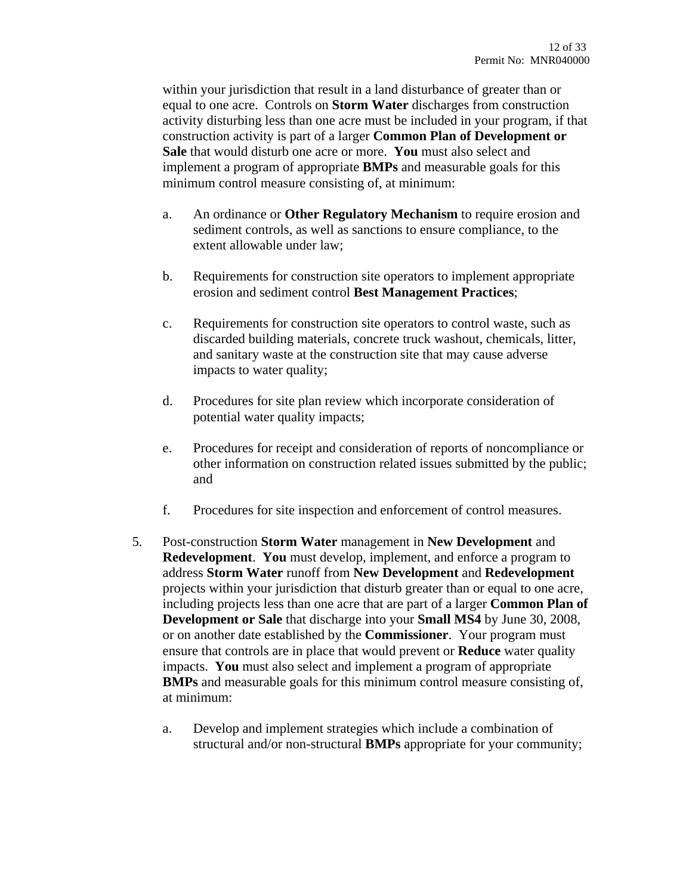within your jurisdiction that result in a land disturbance of greater than or equal to one acre. Controls on **Storm Water** discharges from construction activity disturbing less than one acre must be included in your program, if that construction activity is part of a larger **Common Plan of Development or Sale** that would disturb one acre or more. **You** must also select and implement a program of appropriate **BMPs** and measurable goals for this minimum control measure consisting of, at minimum:

   a. An ordinance or **Other Regulatory Mechanism** to require erosion and sediment controls, as well as sanctions to ensure compliance, to the extent allowable under law;

   b. Requirements for construction site operators to implement appropriate erosion and sediment control **Best Management Practices**;

   c. Requirements for construction site operators to control waste, such as discarded building materials, concrete truck washout, chemicals, litter, and sanitary waste at the construction site that may cause adverse impacts to water quality;

   d. Procedures for site plan review which incorporate consideration of potential water quality impacts;

   e. Procedures for receipt and consideration of reports of noncompliance or other information on construction related issues submitted by the public; and

   f. Procedures for site inspection and enforcement of control measures.

5. Post-construction **Storm Water** management in **New Development** and **Redevelopment**. **You** must develop, implement, and enforce a program to address **Storm Water** runoff from **New Development** and **Redevelopment** projects within your jurisdiction that disturb greater than or equal to one acre, including projects less than one acre that are part of a larger **Common Plan of Development or Sale** that discharge into your **Small MS4** by June 30, 2008, or on another date established by the **Commissioner**. Your program must ensure that controls are in place that would prevent or **Reduce** water quality impacts. **You** must also select and implement a program of appropriate **BMPs** and measurable goals for this minimum control measure consisting of, at minimum:

   a. Develop and implement strategies which include a combination of structural and/or non-structural **BMPs** appropriate for your community;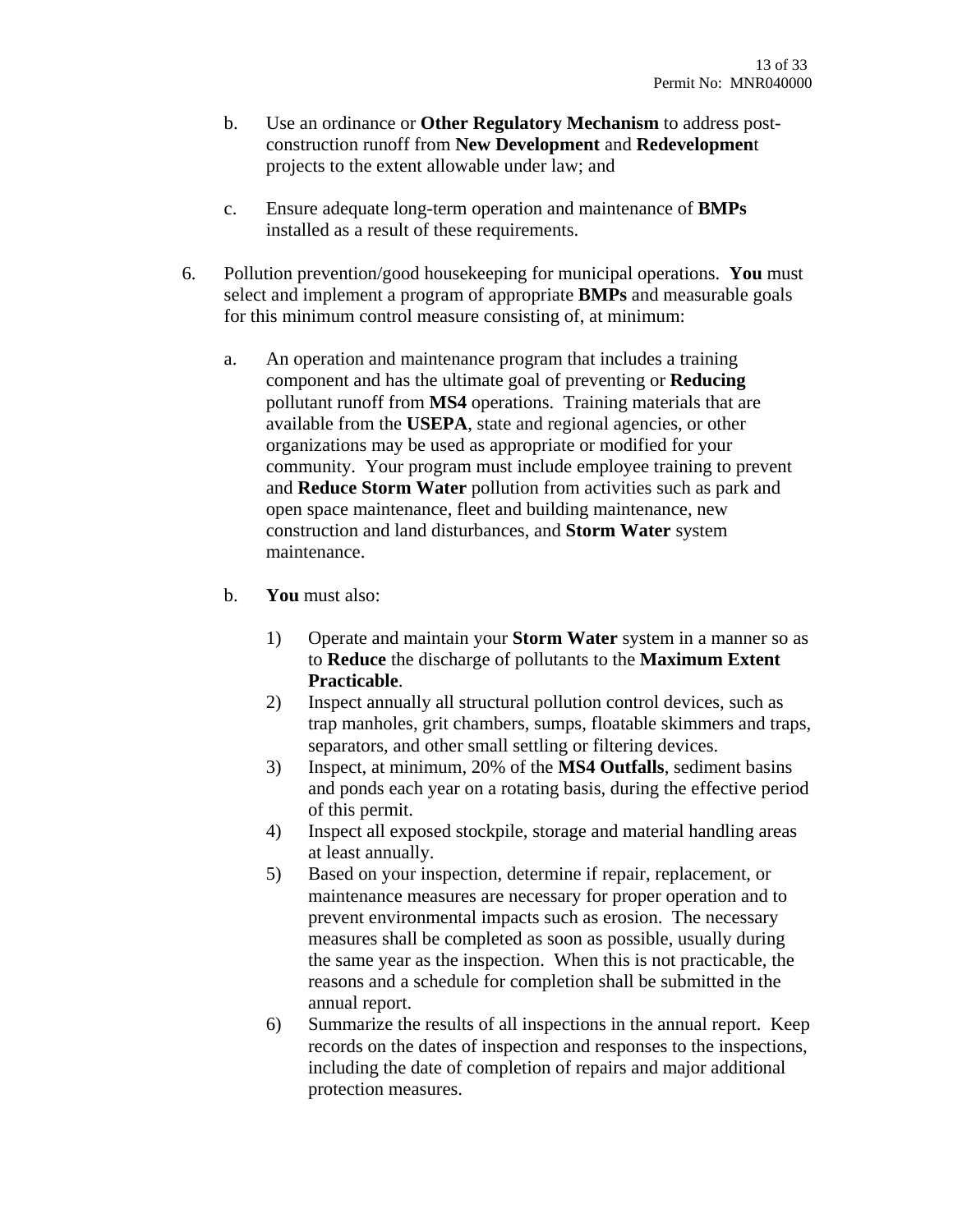b. Use an ordinance or **Other Regulatory Mechanism** to address post-construction runoff from **New Development** and **Redevelopmen**t projects to the extent allowable under law; and

c. Ensure adequate long-term operation and maintenance of **BMPs** installed as a result of these requirements.

6. Pollution prevention/good housekeeping for municipal operations. **You** must select and implement a program of appropriate **BMPs** and measurable goals for this minimum control measure consisting of, at minimum:

   a. An operation and maintenance program that includes a training component and has the ultimate goal of preventing or **Reducing** pollutant runoff from **MS4** operations. Training materials that are available from the **USEPA**, state and regional agencies, or other organizations may be used as appropriate or modified for your community. Your program must include employee training to prevent and **Reduce Storm Water** pollution from activities such as park and open space maintenance, fleet and building maintenance, new construction and land disturbances, and **Storm Water** system maintenance.

   b. **You** must also:

      1) Operate and maintain your **Storm Water** system in a manner so as to **Reduce** the discharge of pollutants to the **Maximum Extent Practicable**.
      2) Inspect annually all structural pollution control devices, such as trap manholes, grit chambers, sumps, floatable skimmers and traps, separators, and other small settling or filtering devices.
      3) Inspect, at minimum, 20% of the **MS4 Outfalls**, sediment basins and ponds each year on a rotating basis, during the effective period of this permit.
      4) Inspect all exposed stockpile, storage and material handling areas at least annually.
      5) Based on your inspection, determine if repair, replacement, or maintenance measures are necessary for proper operation and to prevent environmental impacts such as erosion. The necessary measures shall be completed as soon as possible, usually during the same year as the inspection. When this is not practicable, the reasons and a schedule for completion shall be submitted in the annual report.
      6) Summarize the results of all inspections in the annual report. Keep records on the dates of inspection and responses to the inspections, including the date of completion of repairs and major additional protection measures.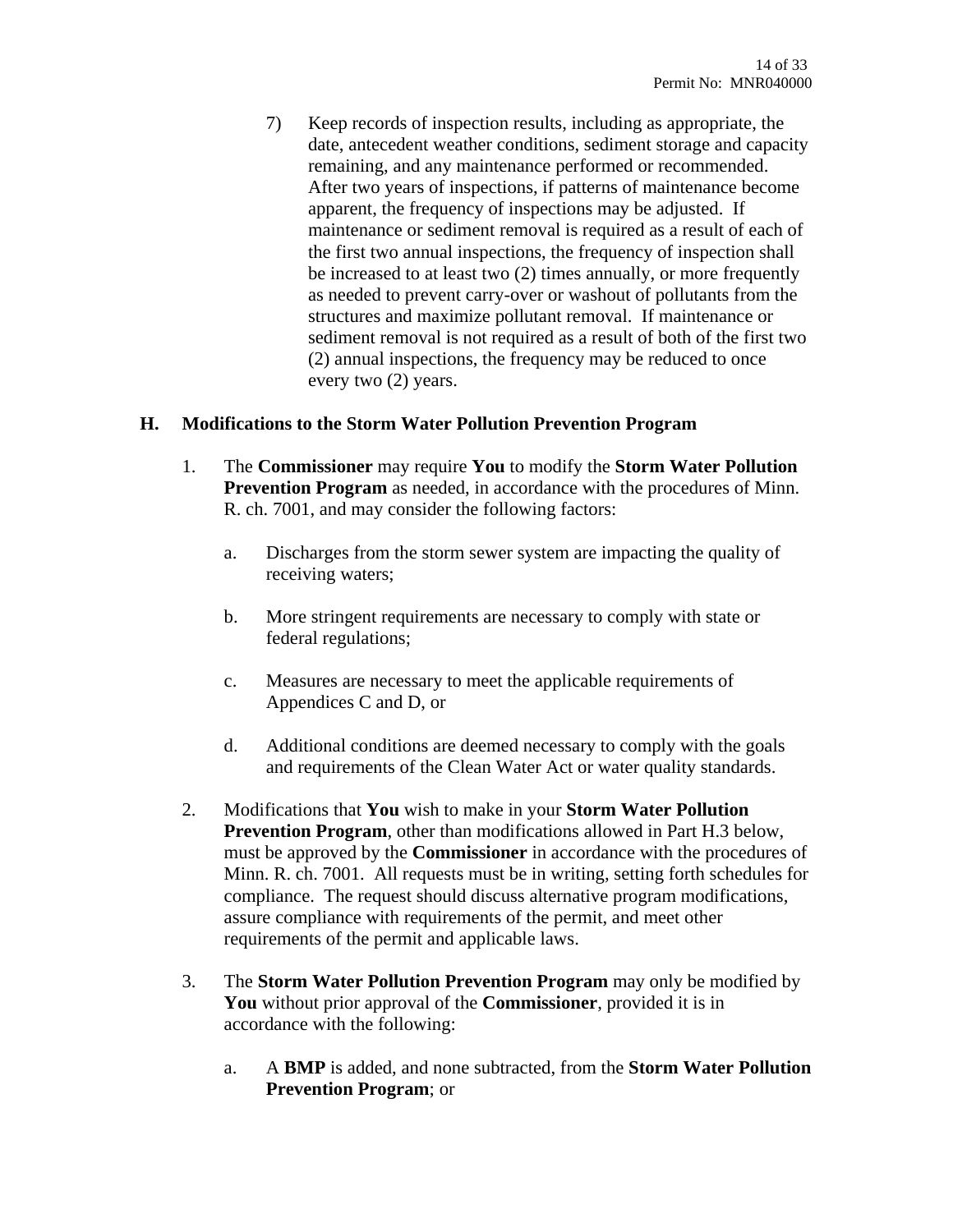7) Keep records of inspection results, including as appropriate, the date, antecedent weather conditions, sediment storage and capacity remaining, and any maintenance performed or recommended. After two years of inspections, if patterns of maintenance become apparent, the frequency of inspections may be adjusted. If maintenance or sediment removal is required as a result of each of the first two annual inspections, the frequency of inspection shall be increased to at least two (2) times annually, or more frequently as needed to prevent carry-over or washout of pollutants from the structures and maximize pollutant removal. If maintenance or sediment removal is not required as a result of both of the first two (2) annual inspections, the frequency may be reduced to once every two (2) years.

## H. Modifications to the Storm Water Pollution Prevention Program

1. The **Commissioner** may require **You** to modify the **Storm Water Pollution Prevention Program** as needed, in accordance with the procedures of Minn. R. ch. 7001, and may consider the following factors:

   a. Discharges from the storm sewer system are impacting the quality of receiving waters;

   b. More stringent requirements are necessary to comply with state or federal regulations;

   c. Measures are necessary to meet the applicable requirements of Appendices C and D, or

   d. Additional conditions are deemed necessary to comply with the goals and requirements of the Clean Water Act or water quality standards.

2. Modifications that **You** wish to make in your **Storm Water Pollution Prevention Program**, other than modifications allowed in Part H.3 below, must be approved by the **Commissioner** in accordance with the procedures of Minn. R. ch. 7001. All requests must be in writing, setting forth schedules for compliance. The request should discuss alternative program modifications, assure compliance with requirements of the permit, and meet other requirements of the permit and applicable laws.

3. The **Storm Water Pollution Prevention Program** may only be modified by **You** without prior approval of the **Commissioner**, provided it is in accordance with the following:

   a. A **BMP** is added, and none subtracted, from the **Storm Water Pollution Prevention Program**; or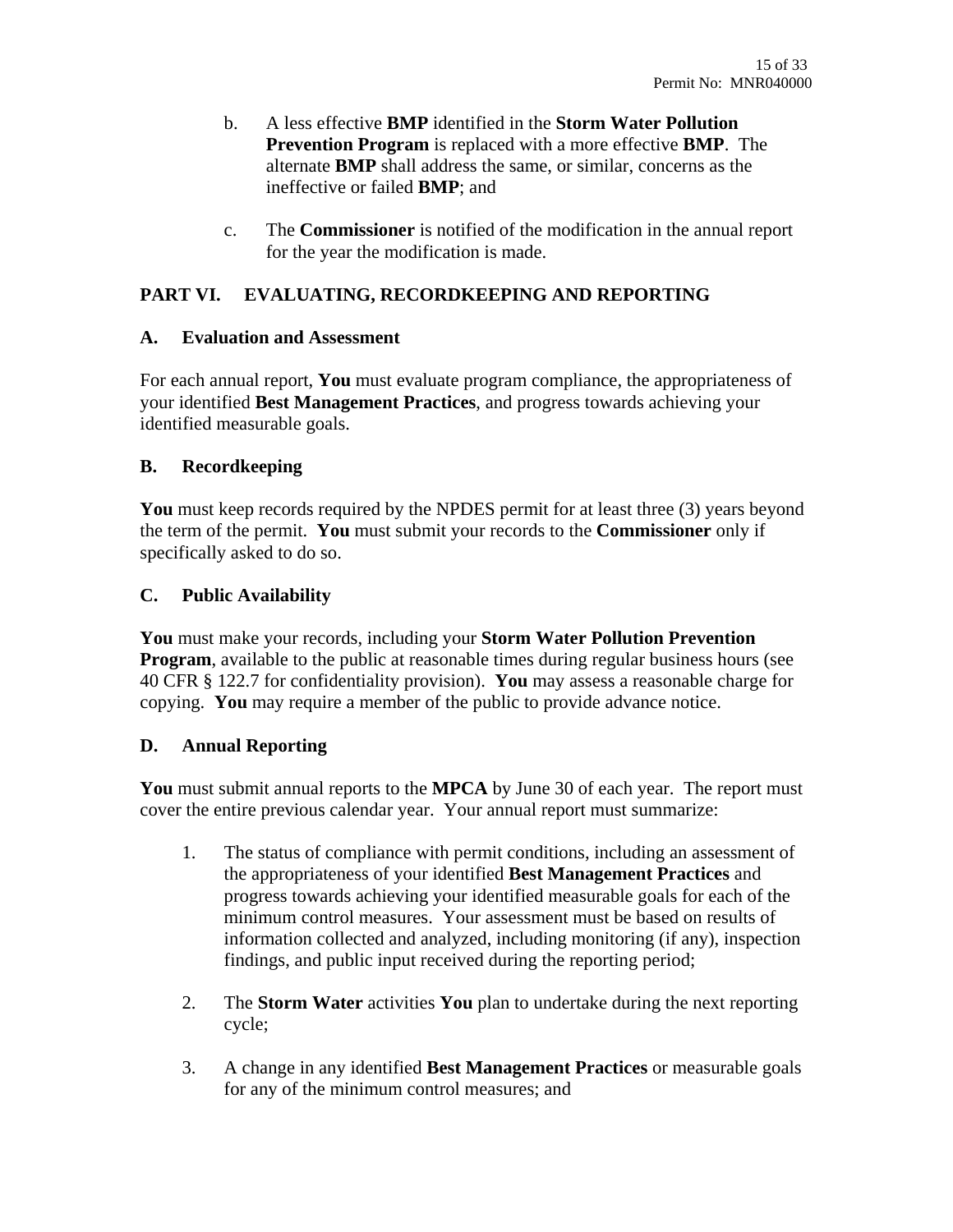b. A less effective **BMP** identified in the **Storm Water Pollution Prevention Program** is replaced with a more effective **BMP**. The alternate **BMP** shall address the same, or similar, concerns as the ineffective or failed **BMP**; and

c. The **Commissioner** is notified of the modification in the annual report for the year the modification is made.

## PART VI. EVALUATING, RECORDKEEPING AND REPORTING

### A. Evaluation and Assessment

For each annual report, **You** must evaluate program compliance, the appropriateness of your identified **Best Management Practices**, and progress towards achieving your identified measurable goals.

### B. Recordkeeping

**You** must keep records required by the NPDES permit for at least three (3) years beyond the term of the permit. **You** must submit your records to the **Commissioner** only if specifically asked to do so.

### C. Public Availability

**You** must make your records, including your **Storm Water Pollution Prevention Program**, available to the public at reasonable times during regular business hours (see 40 CFR § 122.7 for confidentiality provision). **You** may assess a reasonable charge for copying. **You** may require a member of the public to provide advance notice.

### D. Annual Reporting

**You** must submit annual reports to the **MPCA** by June 30 of each year. The report must cover the entire previous calendar year. Your annual report must summarize:

1. The status of compliance with permit conditions, including an assessment of the appropriateness of your identified **Best Management Practices** and progress towards achieving your identified measurable goals for each of the minimum control measures. Your assessment must be based on results of information collected and analyzed, including monitoring (if any), inspection findings, and public input received during the reporting period;

2. The **Storm Water** activities **You** plan to undertake during the next reporting cycle;

3. A change in any identified **Best Management Practices** or measurable goals for any of the minimum control measures; and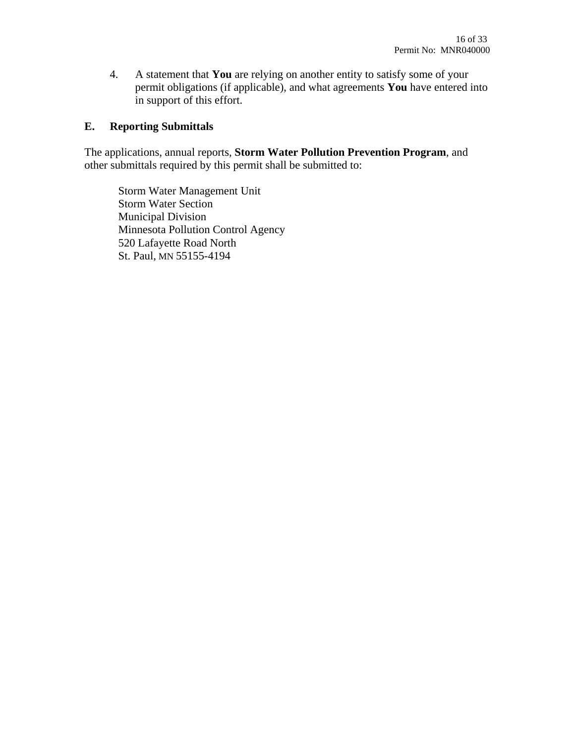4. A statement that **You** are relying on another entity to satisfy some of your permit obligations (if applicable), and what agreements **You** have entered into in support of this effort.

## E. Reporting Submittals

The applications, annual reports, **Storm Water Pollution Prevention Program**, and other submittals required by this permit shall be submitted to:

Storm Water Management Unit
Storm Water Section
Municipal Division
Minnesota Pollution Control Agency
520 Lafayette Road North
St. Paul, MN 55155-4194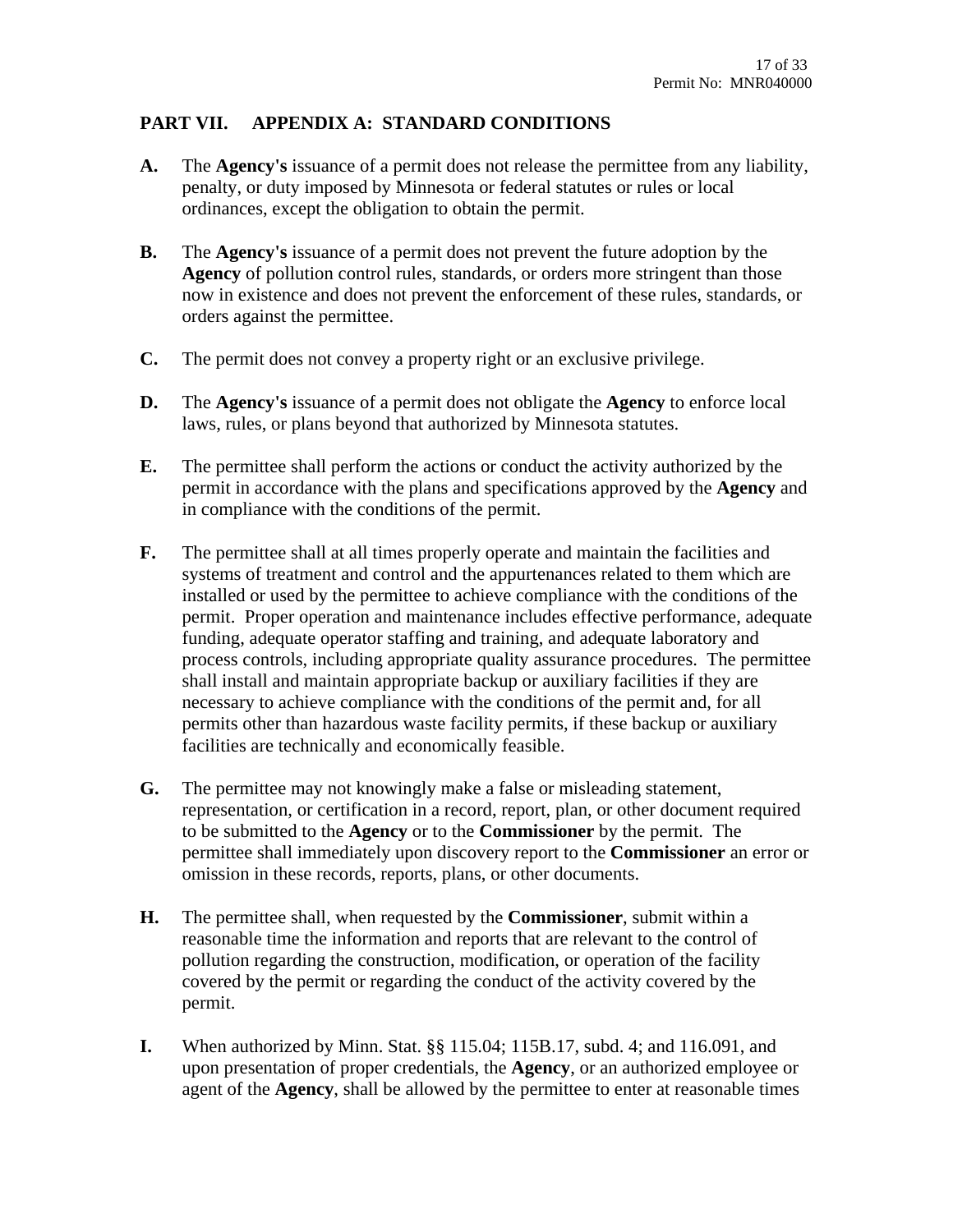## PART VII. APPENDIX A: STANDARD CONDITIONS

**A.** The **Agency's** issuance of a permit does not release the permittee from any liability, penalty, or duty imposed by Minnesota or federal statutes or rules or local ordinances, except the obligation to obtain the permit.

**B.** The **Agency's** issuance of a permit does not prevent the future adoption by the **Agency** of pollution control rules, standards, or orders more stringent than those now in existence and does not prevent the enforcement of these rules, standards, or orders against the permittee.

**C.** The permit does not convey a property right or an exclusive privilege.

**D.** The **Agency's** issuance of a permit does not obligate the **Agency** to enforce local laws, rules, or plans beyond that authorized by Minnesota statutes.

**E.** The permittee shall perform the actions or conduct the activity authorized by the permit in accordance with the plans and specifications approved by the **Agency** and in compliance with the conditions of the permit.

**F.** The permittee shall at all times properly operate and maintain the facilities and systems of treatment and control and the appurtenances related to them which are installed or used by the permittee to achieve compliance with the conditions of the permit. Proper operation and maintenance includes effective performance, adequate funding, adequate operator staffing and training, and adequate laboratory and process controls, including appropriate quality assurance procedures. The permittee shall install and maintain appropriate backup or auxiliary facilities if they are necessary to achieve compliance with the conditions of the permit and, for all permits other than hazardous waste facility permits, if these backup or auxiliary facilities are technically and economically feasible.

**G.** The permittee may not knowingly make a false or misleading statement, representation, or certification in a record, report, plan, or other document required to be submitted to the **Agency** or to the **Commissioner** by the permit. The permittee shall immediately upon discovery report to the **Commissioner** an error or omission in these records, reports, plans, or other documents.

**H.** The permittee shall, when requested by the **Commissioner**, submit within a reasonable time the information and reports that are relevant to the control of pollution regarding the construction, modification, or operation of the facility covered by the permit or regarding the conduct of the activity covered by the permit.

**I.** When authorized by Minn. Stat. §§ 115.04; 115B.17, subd. 4; and 116.091, and upon presentation of proper credentials, the **Agency**, or an authorized employee or agent of the **Agency**, shall be allowed by the permittee to enter at reasonable times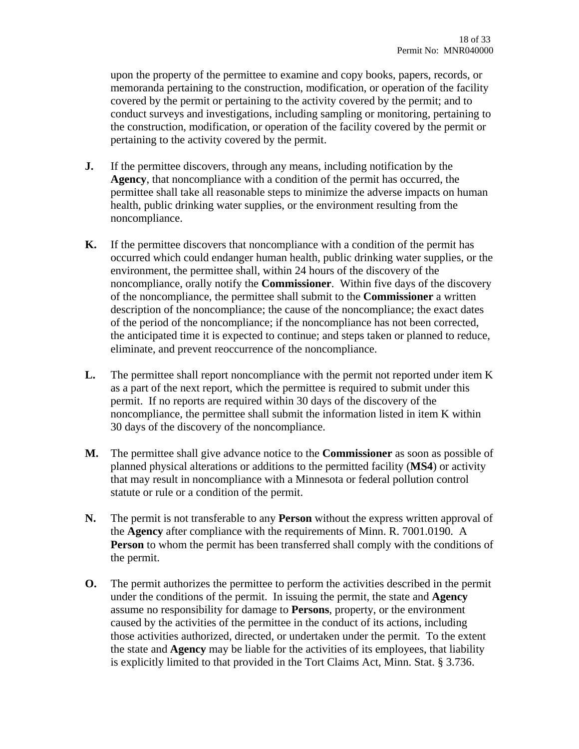upon the property of the permittee to examine and copy books, papers, records, or memoranda pertaining to the construction, modification, or operation of the facility covered by the permit or pertaining to the activity covered by the permit; and to conduct surveys and investigations, including sampling or monitoring, pertaining to the construction, modification, or operation of the facility covered by the permit or pertaining to the activity covered by the permit.

**J.** If the permittee discovers, through any means, including notification by the **Agency**, that noncompliance with a condition of the permit has occurred, the permittee shall take all reasonable steps to minimize the adverse impacts on human health, public drinking water supplies, or the environment resulting from the noncompliance.

**K.** If the permittee discovers that noncompliance with a condition of the permit has occurred which could endanger human health, public drinking water supplies, or the environment, the permittee shall, within 24 hours of the discovery of the noncompliance, orally notify the **Commissioner**. Within five days of the discovery of the noncompliance, the permittee shall submit to the **Commissioner** a written description of the noncompliance; the cause of the noncompliance; the exact dates of the period of the noncompliance; if the noncompliance has not been corrected, the anticipated time it is expected to continue; and steps taken or planned to reduce, eliminate, and prevent reoccurrence of the noncompliance.

**L.** The permittee shall report noncompliance with the permit not reported under item K as a part of the next report, which the permittee is required to submit under this permit. If no reports are required within 30 days of the discovery of the noncompliance, the permittee shall submit the information listed in item K within 30 days of the discovery of the noncompliance.

**M.** The permittee shall give advance notice to the **Commissioner** as soon as possible of planned physical alterations or additions to the permitted facility (**MS4**) or activity that may result in noncompliance with a Minnesota or federal pollution control statute or rule or a condition of the permit.

**N.** The permit is not transferable to any **Person** without the express written approval of the **Agency** after compliance with the requirements of Minn. R. 7001.0190. A **Person** to whom the permit has been transferred shall comply with the conditions of the permit.

**O.** The permit authorizes the permittee to perform the activities described in the permit under the conditions of the permit. In issuing the permit, the state and **Agency** assume no responsibility for damage to **Persons**, property, or the environment caused by the activities of the permittee in the conduct of its actions, including those activities authorized, directed, or undertaken under the permit. To the extent the state and **Agency** may be liable for the activities of its employees, that liability is explicitly limited to that provided in the Tort Claims Act, Minn. Stat. § 3.736.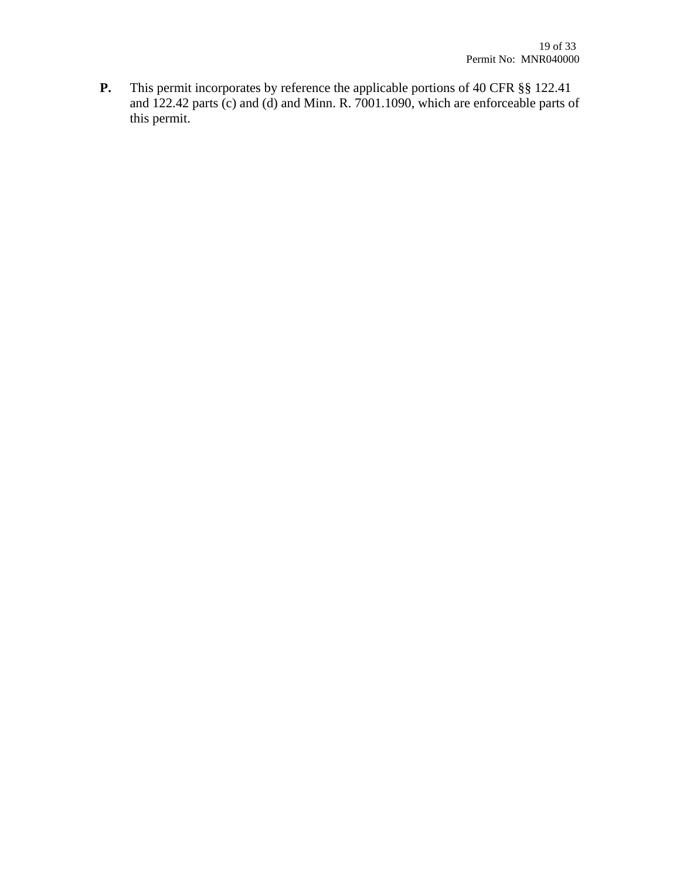**P.** This permit incorporates by reference the applicable portions of 40 CFR §§ 122.41 and 122.42 parts (c) and (d) and Minn. R. 7001.1090, which are enforceable parts of this permit.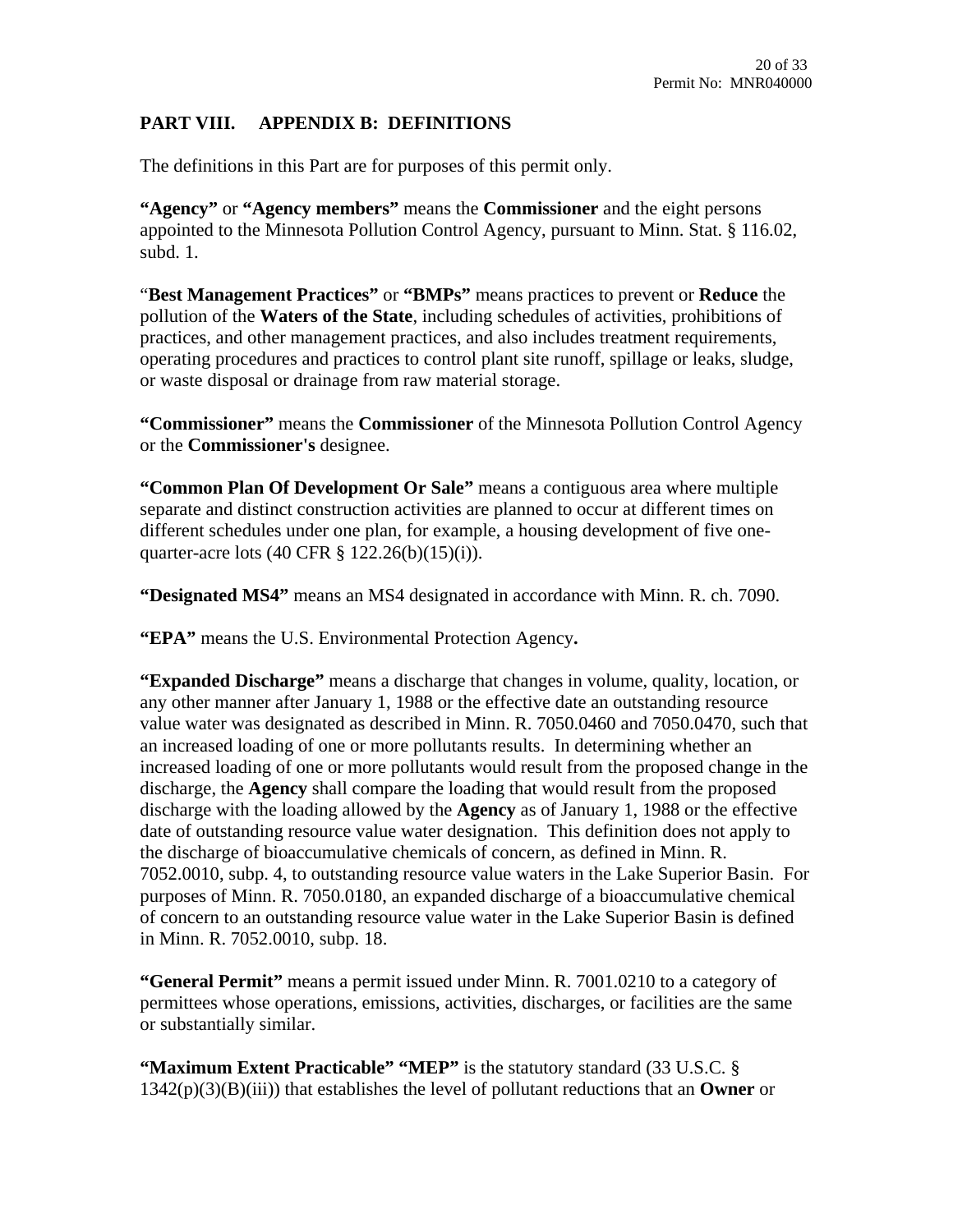## PART VIII. APPENDIX B: DEFINITIONS

The definitions in this Part are for purposes of this permit only.

**"Agency"** or **"Agency members"** means the **Commissioner** and the eight persons appointed to the Minnesota Pollution Control Agency, pursuant to Minn. Stat. § 116.02, subd. 1.

"**Best Management Practices"** or **"BMPs"** means practices to prevent or **Reduce** the pollution of the **Waters of the State**, including schedules of activities, prohibitions of practices, and other management practices, and also includes treatment requirements, operating procedures and practices to control plant site runoff, spillage or leaks, sludge, or waste disposal or drainage from raw material storage.

**"Commissioner"** means the **Commissioner** of the Minnesota Pollution Control Agency or the **Commissioner's** designee.

**"Common Plan Of Development Or Sale"** means a contiguous area where multiple separate and distinct construction activities are planned to occur at different times on different schedules under one plan, for example, a housing development of five one-quarter-acre lots (40 CFR § 122.26(b)(15)(i)).

**"Designated MS4"** means an MS4 designated in accordance with Minn. R. ch. 7090.

**"EPA"** means the U.S. Environmental Protection Agency**.**

**"Expanded Discharge"** means a discharge that changes in volume, quality, location, or any other manner after January 1, 1988 or the effective date an outstanding resource value water was designated as described in Minn. R. 7050.0460 and 7050.0470, such that an increased loading of one or more pollutants results. In determining whether an increased loading of one or more pollutants would result from the proposed change in the discharge, the **Agency** shall compare the loading that would result from the proposed discharge with the loading allowed by the **Agency** as of January 1, 1988 or the effective date of outstanding resource value water designation. This definition does not apply to the discharge of bioaccumulative chemicals of concern, as defined in Minn. R. 7052.0010, subp. 4, to outstanding resource value waters in the Lake Superior Basin. For purposes of Minn. R. 7050.0180, an expanded discharge of a bioaccumulative chemical of concern to an outstanding resource value water in the Lake Superior Basin is defined in Minn. R. 7052.0010, subp. 18.

**"General Permit"** means a permit issued under Minn. R. 7001.0210 to a category of permittees whose operations, emissions, activities, discharges, or facilities are the same or substantially similar.

**"Maximum Extent Practicable" "MEP"** is the statutory standard (33 U.S.C. § 1342(p)(3)(B)(iii)) that establishes the level of pollutant reductions that an **Owner** or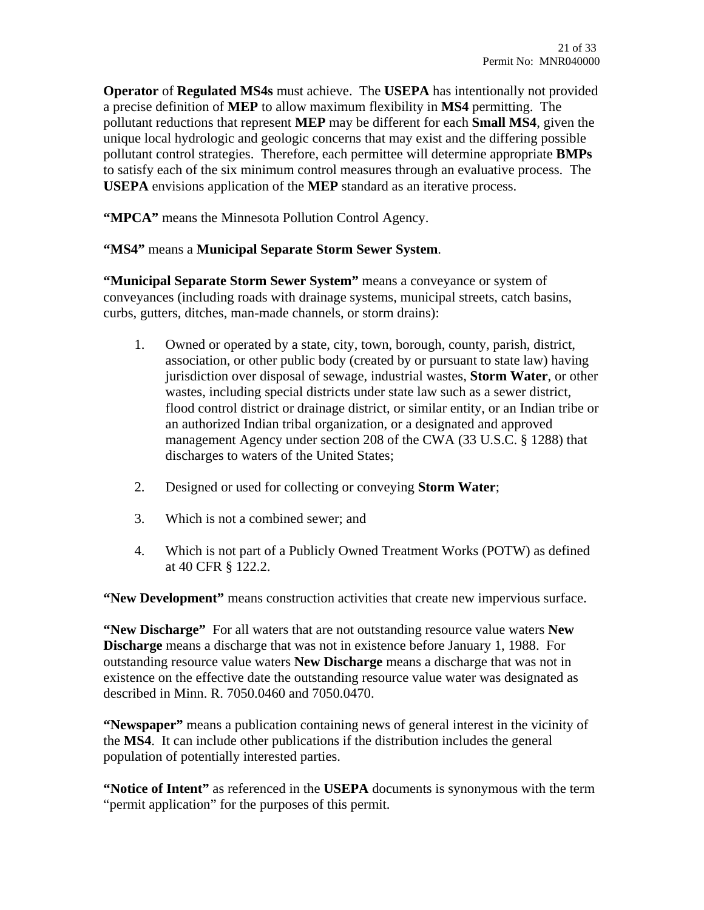**Operator** of **Regulated MS4s** must achieve. The **USEPA** has intentionally not provided a precise definition of **MEP** to allow maximum flexibility in **MS4** permitting. The pollutant reductions that represent **MEP** may be different for each **Small MS4**, given the unique local hydrologic and geologic concerns that may exist and the differing possible pollutant control strategies. Therefore, each permittee will determine appropriate **BMPs** to satisfy each of the six minimum control measures through an evaluative process. The **USEPA** envisions application of the **MEP** standard as an iterative process.

**"MPCA"** means the Minnesota Pollution Control Agency.

**"MS4"** means a **Municipal Separate Storm Sewer System**.

**"Municipal Separate Storm Sewer System"** means a conveyance or system of conveyances (including roads with drainage systems, municipal streets, catch basins, curbs, gutters, ditches, man-made channels, or storm drains):

1. Owned or operated by a state, city, town, borough, county, parish, district, association, or other public body (created by or pursuant to state law) having jurisdiction over disposal of sewage, industrial wastes, **Storm Water**, or other wastes, including special districts under state law such as a sewer district, flood control district or drainage district, or similar entity, or an Indian tribe or an authorized Indian tribal organization, or a designated and approved management Agency under section 208 of the CWA (33 U.S.C. § 1288) that discharges to waters of the United States;

2. Designed or used for collecting or conveying **Storm Water**;

3. Which is not a combined sewer; and

4. Which is not part of a Publicly Owned Treatment Works (POTW) as defined at 40 CFR § 122.2.

**"New Development"** means construction activities that create new impervious surface.

**"New Discharge"** For all waters that are not outstanding resource value waters **New Discharge** means a discharge that was not in existence before January 1, 1988. For outstanding resource value waters **New Discharge** means a discharge that was not in existence on the effective date the outstanding resource value water was designated as described in Minn. R. 7050.0460 and 7050.0470.

**"Newspaper"** means a publication containing news of general interest in the vicinity of the **MS4**. It can include other publications if the distribution includes the general population of potentially interested parties.

**"Notice of Intent"** as referenced in the **USEPA** documents is synonymous with the term "permit application" for the purposes of this permit.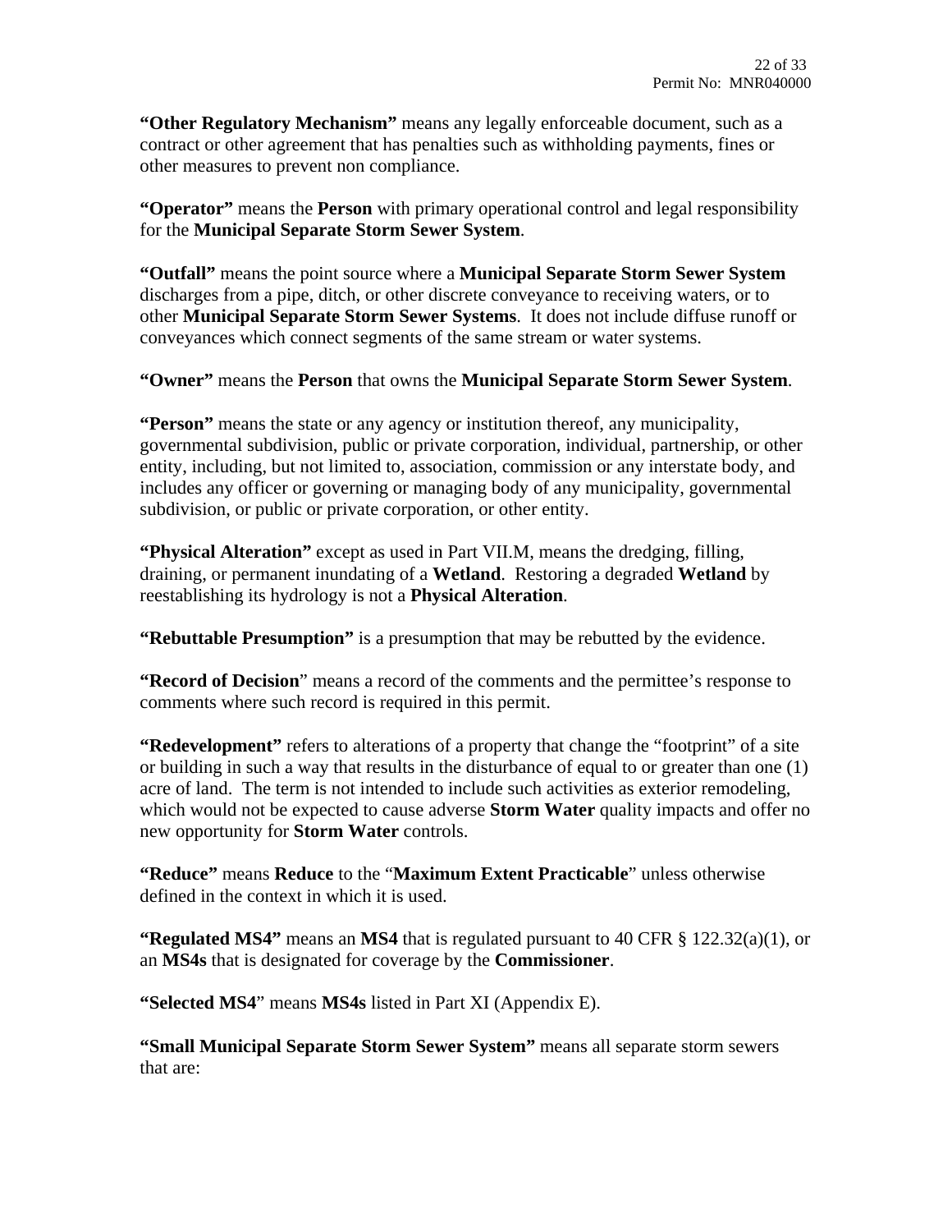**"Other Regulatory Mechanism"** means any legally enforceable document, such as a contract or other agreement that has penalties such as withholding payments, fines or other measures to prevent non compliance.

**"Operator"** means the **Person** with primary operational control and legal responsibility for the **Municipal Separate Storm Sewer System**.

**"Outfall"** means the point source where a **Municipal Separate Storm Sewer System** discharges from a pipe, ditch, or other discrete conveyance to receiving waters, or to other **Municipal Separate Storm Sewer Systems**. It does not include diffuse runoff or conveyances which connect segments of the same stream or water systems.

**"Owner"** means the **Person** that owns the **Municipal Separate Storm Sewer System**.

**"Person"** means the state or any agency or institution thereof, any municipality, governmental subdivision, public or private corporation, individual, partnership, or other entity, including, but not limited to, association, commission or any interstate body, and includes any officer or governing or managing body of any municipality, governmental subdivision, or public or private corporation, or other entity.

**"Physical Alteration"** except as used in Part VII.M, means the dredging, filling, draining, or permanent inundating of a **Wetland**. Restoring a degraded **Wetland** by reestablishing its hydrology is not a **Physical Alteration**.

**"Rebuttable Presumption"** is a presumption that may be rebutted by the evidence.

**"Record of Decision"** means a record of the comments and the permittee's response to comments where such record is required in this permit.

**"Redevelopment"** refers to alterations of a property that change the "footprint" of a site or building in such a way that results in the disturbance of equal to or greater than one (1) acre of land. The term is not intended to include such activities as exterior remodeling, which would not be expected to cause adverse **Storm Water** quality impacts and offer no new opportunity for **Storm Water** controls.

**"Reduce"** means **Reduce** to the "**Maximum Extent Practicable**" unless otherwise defined in the context in which it is used.

**"Regulated MS4"** means an **MS4** that is regulated pursuant to 40 CFR § 122.32(a)(1), or an **MS4s** that is designated for coverage by the **Commissioner**.

**"Selected MS4"** means **MS4s** listed in Part XI (Appendix E).

**"Small Municipal Separate Storm Sewer System"** means all separate storm sewers that are: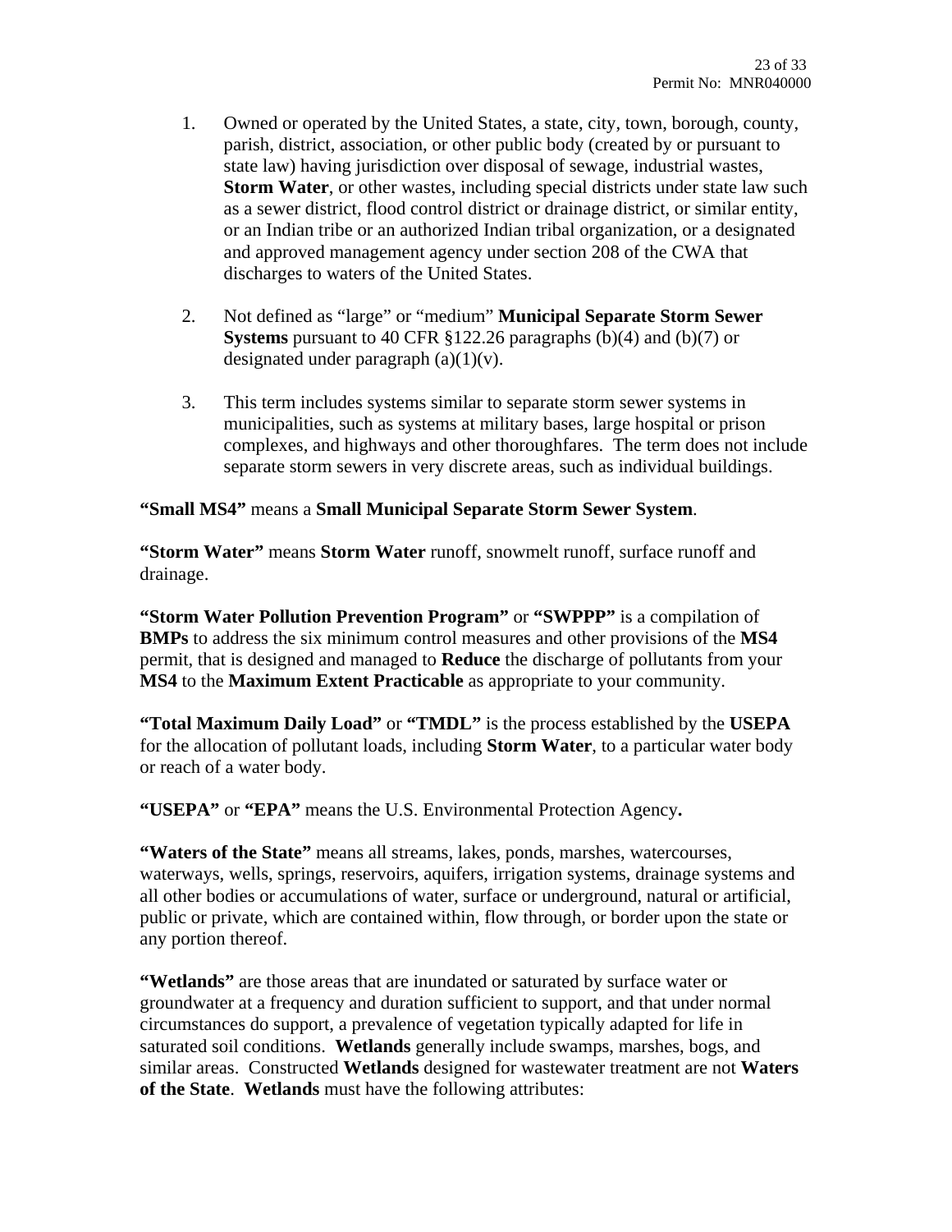1. Owned or operated by the United States, a state, city, town, borough, county, parish, district, association, or other public body (created by or pursuant to state law) having jurisdiction over disposal of sewage, industrial wastes, **Storm Water**, or other wastes, including special districts under state law such as a sewer district, flood control district or drainage district, or similar entity, or an Indian tribe or an authorized Indian tribal organization, or a designated and approved management agency under section 208 of the CWA that discharges to waters of the United States.

2. Not defined as "large" or "medium" **Municipal Separate Storm Sewer Systems** pursuant to 40 CFR §122.26 paragraphs (b)(4) and (b)(7) or designated under paragraph (a)(1)(v).

3. This term includes systems similar to separate storm sewer systems in municipalities, such as systems at military bases, large hospital or prison complexes, and highways and other thoroughfares. The term does not include separate storm sewers in very discrete areas, such as individual buildings.

**"Small MS4"** means a **Small Municipal Separate Storm Sewer System**.

**"Storm Water"** means **Storm Water** runoff, snowmelt runoff, surface runoff and drainage.

**"Storm Water Pollution Prevention Program"** or **"SWPPP"** is a compilation of **BMPs** to address the six minimum control measures and other provisions of the **MS4** permit, that is designed and managed to **Reduce** the discharge of pollutants from your **MS4** to the **Maximum Extent Practicable** as appropriate to your community.

**"Total Maximum Daily Load"** or **"TMDL"** is the process established by the **USEPA** for the allocation of pollutant loads, including **Storm Water**, to a particular water body or reach of a water body.

**"USEPA"** or **"EPA"** means the U.S. Environmental Protection Agency**.**

**"Waters of the State"** means all streams, lakes, ponds, marshes, watercourses, waterways, wells, springs, reservoirs, aquifers, irrigation systems, drainage systems and all other bodies or accumulations of water, surface or underground, natural or artificial, public or private, which are contained within, flow through, or border upon the state or any portion thereof.

**"Wetlands"** are those areas that are inundated or saturated by surface water or groundwater at a frequency and duration sufficient to support, and that under normal circumstances do support, a prevalence of vegetation typically adapted for life in saturated soil conditions. **Wetlands** generally include swamps, marshes, bogs, and similar areas. Constructed **Wetlands** designed for wastewater treatment are not **Waters of the State**. **Wetlands** must have the following attributes: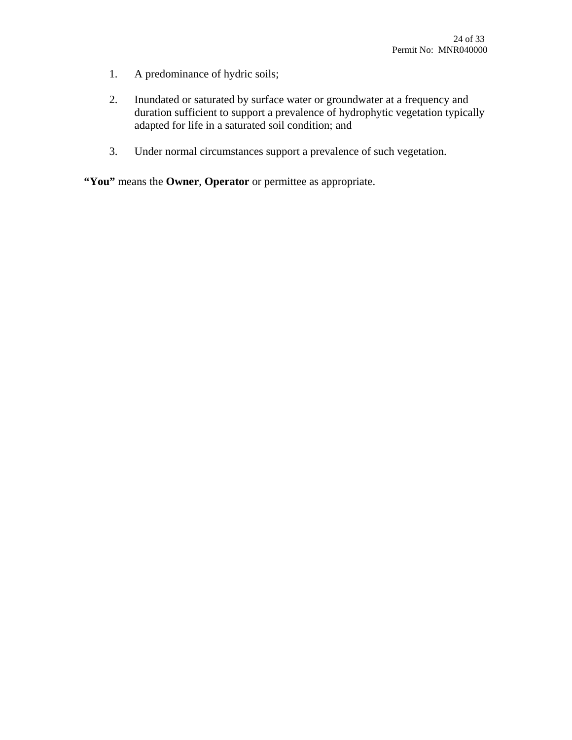1. A predominance of hydric soils;

2. Inundated or saturated by surface water or groundwater at a frequency and duration sufficient to support a prevalence of hydrophytic vegetation typically adapted for life in a saturated soil condition; and

3. Under normal circumstances support a prevalence of such vegetation.

**"You"** means the **Owner**, **Operator** or permittee as appropriate.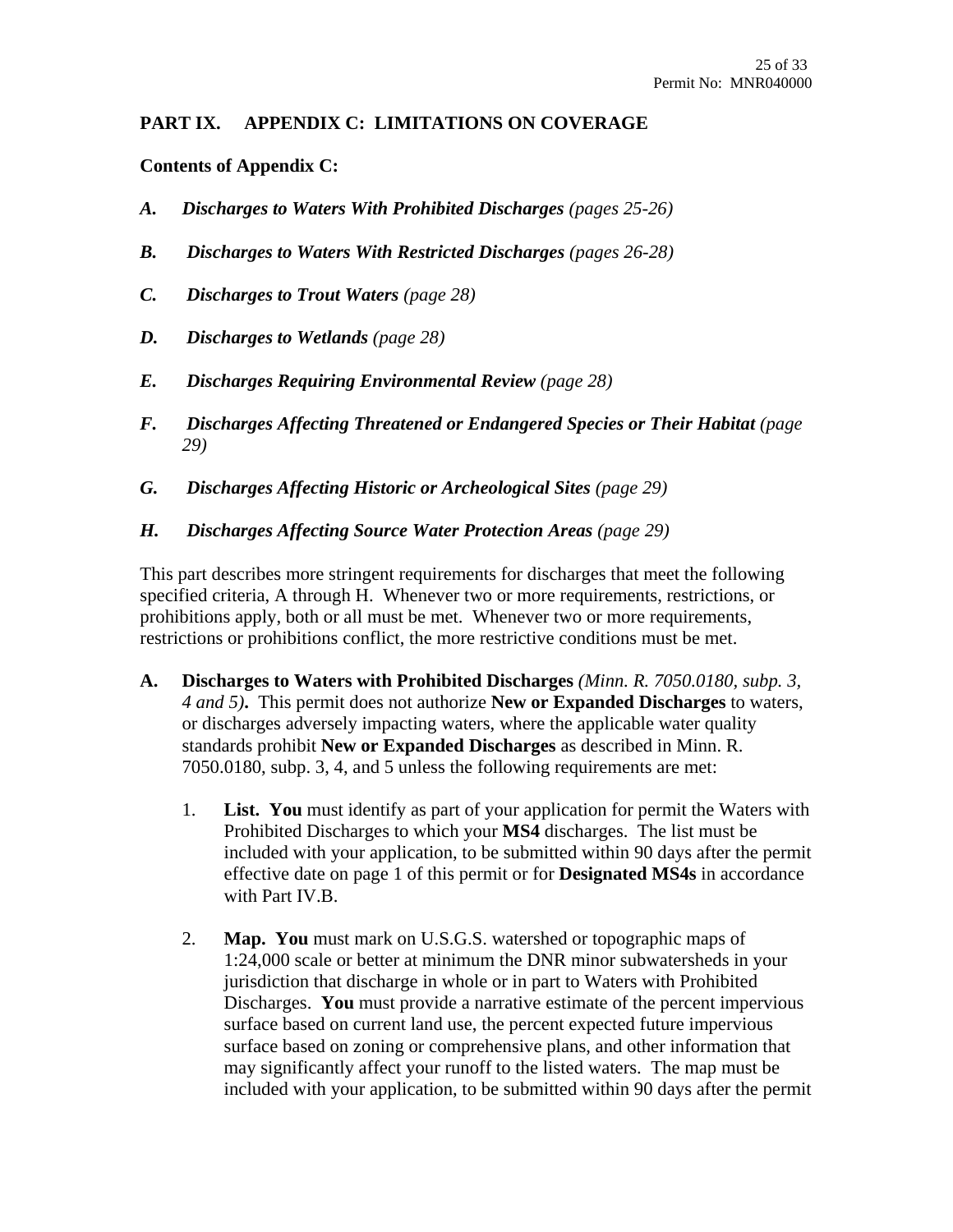## PART IX. APPENDIX C: LIMITATIONS ON COVERAGE

**Contents of Appendix C:**

***A. Discharges to Waters With Prohibited Discharges*** *(pages 25-26)*

***B. Discharges to Waters With Restricted Discharges*** *(pages 26-28)*

***C. Discharges to Trout Waters*** *(page 28)*

***D. Discharges to Wetlands*** *(page 28)*

***E. Discharges Requiring Environmental Review*** *(page 28)*

***F. Discharges Affecting Threatened or Endangered Species or Their Habitat*** *(page 29)*

***G. Discharges Affecting Historic or Archeological Sites*** *(page 29)*

***H. Discharges Affecting Source Water Protection Areas*** *(page 29)*

This part describes more stringent requirements for discharges that meet the following specified criteria, A through H. Whenever two or more requirements, restrictions, or prohibitions apply, both or all must be met. Whenever two or more requirements, restrictions or prohibitions conflict, the more restrictive conditions must be met.

**A. Discharges to Waters with Prohibited Discharges** *(Minn. R. 7050.0180, subp. 3, 4 and 5)***.** This permit does not authorize **New or Expanded Discharges** to waters, or discharges adversely impacting waters, where the applicable water quality standards prohibit **New or Expanded Discharges** as described in Minn. R. 7050.0180, subp. 3, 4, and 5 unless the following requirements are met:

1. **List. You** must identify as part of your application for permit the Waters with Prohibited Discharges to which your **MS4** discharges. The list must be included with your application, to be submitted within 90 days after the permit effective date on page 1 of this permit or for **Designated MS4s** in accordance with Part IV.B.

2. **Map. You** must mark on U.S.G.S. watershed or topographic maps of 1:24,000 scale or better at minimum the DNR minor subwatersheds in your jurisdiction that discharge in whole or in part to Waters with Prohibited Discharges. **You** must provide a narrative estimate of the percent impervious surface based on current land use, the percent expected future impervious surface based on zoning or comprehensive plans, and other information that may significantly affect your runoff to the listed waters. The map must be included with your application, to be submitted within 90 days after the permit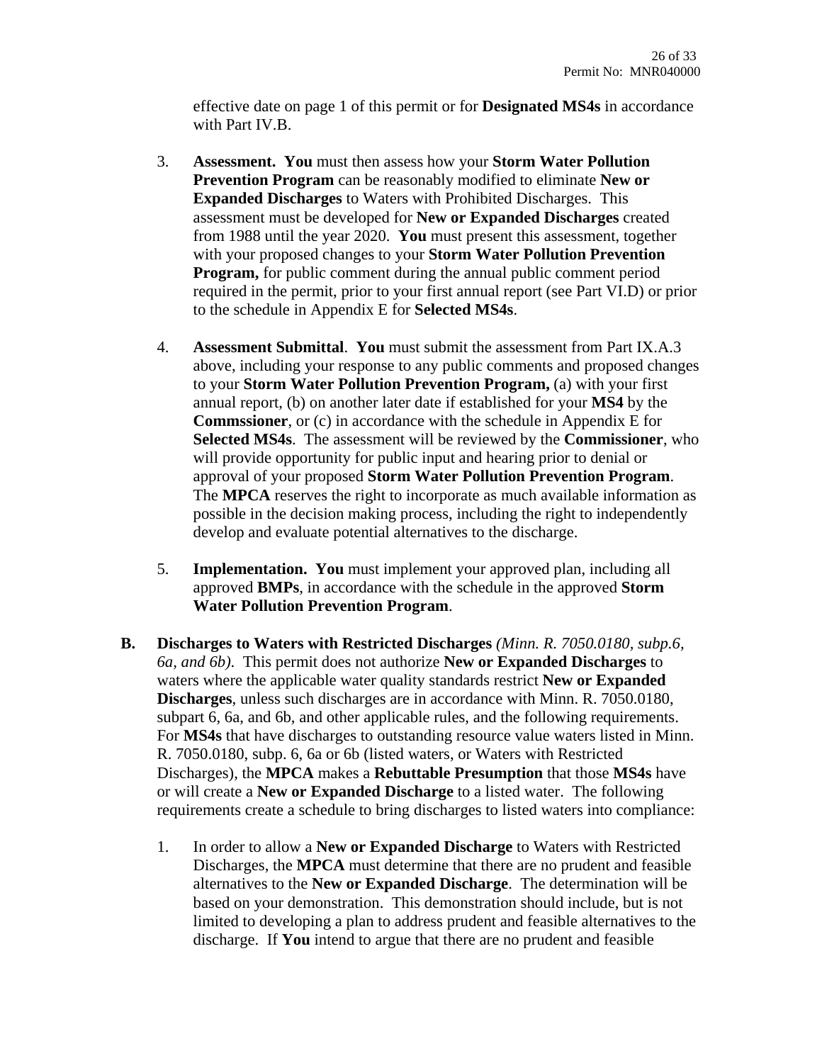effective date on page 1 of this permit or for **Designated MS4s** in accordance with Part IV.B.

3. **Assessment. You** must then assess how your **Storm Water Pollution Prevention Program** can be reasonably modified to eliminate **New or Expanded Discharges** to Waters with Prohibited Discharges. This assessment must be developed for **New or Expanded Discharges** created from 1988 until the year 2020. **You** must present this assessment, together with your proposed changes to your **Storm Water Pollution Prevention Program,** for public comment during the annual public comment period required in the permit, prior to your first annual report (see Part VI.D) or prior to the schedule in Appendix E for **Selected MS4s**.

4. **Assessment Submittal**. **You** must submit the assessment from Part IX.A.3 above, including your response to any public comments and proposed changes to your **Storm Water Pollution Prevention Program,** (a) with your first annual report, (b) on another later date if established for your **MS4** by the **Commssioner**, or (c) in accordance with the schedule in Appendix E for **Selected MS4s**. The assessment will be reviewed by the **Commissioner**, who will provide opportunity for public input and hearing prior to denial or approval of your proposed **Storm Water Pollution Prevention Program**. The **MPCA** reserves the right to incorporate as much available information as possible in the decision making process, including the right to independently develop and evaluate potential alternatives to the discharge.

5. **Implementation. You** must implement your approved plan, including all approved **BMPs**, in accordance with the schedule in the approved **Storm Water Pollution Prevention Program**.

**B. Discharges to Waters with Restricted Discharges** *(Minn. R. 7050.0180, subp.6, 6a, and 6b)*. This permit does not authorize **New or Expanded Discharges** to waters where the applicable water quality standards restrict **New or Expanded Discharges**, unless such discharges are in accordance with Minn. R. 7050.0180, subpart 6, 6a, and 6b, and other applicable rules, and the following requirements. For **MS4s** that have discharges to outstanding resource value waters listed in Minn. R. 7050.0180, subp. 6, 6a or 6b (listed waters, or Waters with Restricted Discharges), the **MPCA** makes a **Rebuttable Presumption** that those **MS4s** have or will create a **New or Expanded Discharge** to a listed water. The following requirements create a schedule to bring discharges to listed waters into compliance:

1. In order to allow a **New or Expanded Discharge** to Waters with Restricted Discharges, the **MPCA** must determine that there are no prudent and feasible alternatives to the **New or Expanded Discharge**. The determination will be based on your demonstration. This demonstration should include, but is not limited to developing a plan to address prudent and feasible alternatives to the discharge. If **You** intend to argue that there are no prudent and feasible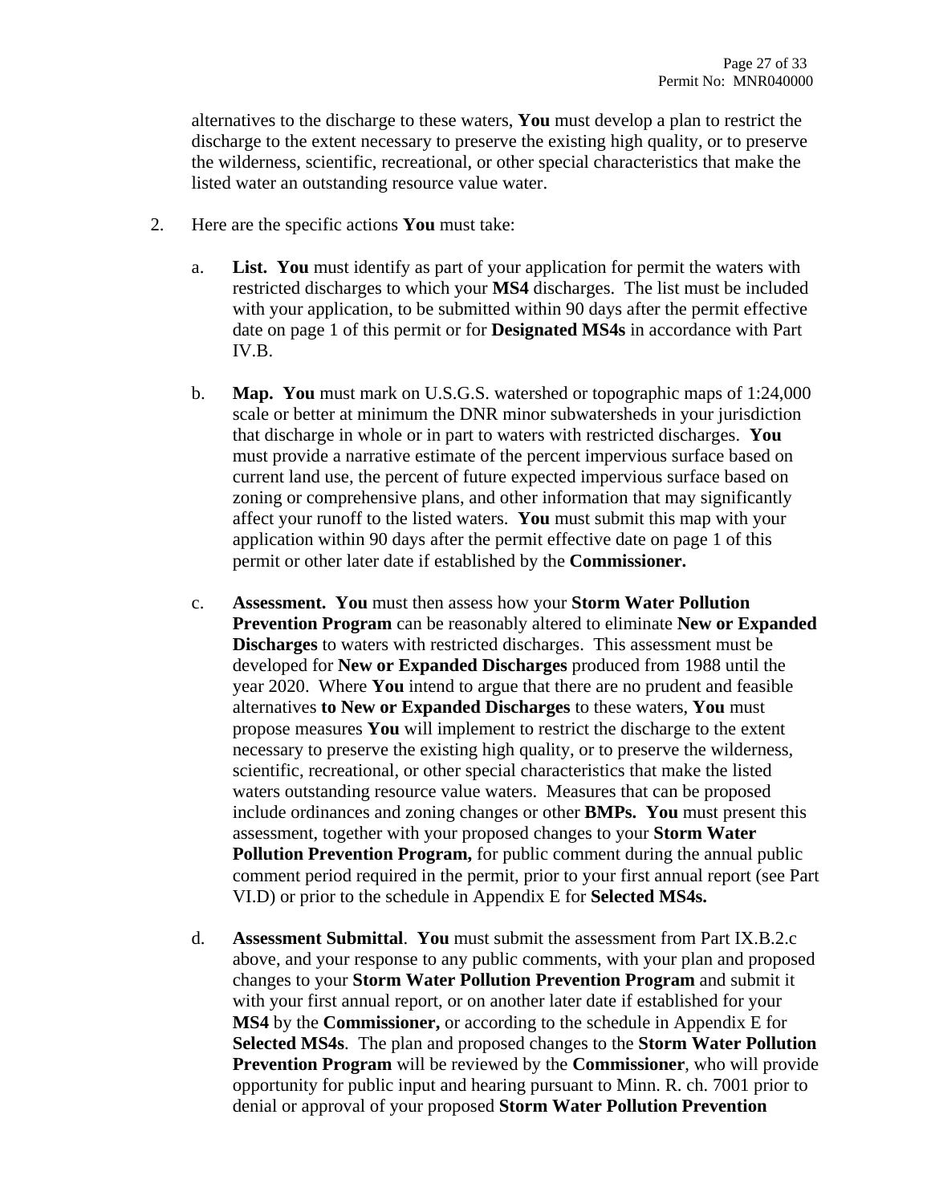alternatives to the discharge to these waters, **You** must develop a plan to restrict the discharge to the extent necessary to preserve the existing high quality, or to preserve the wilderness, scientific, recreational, or other special characteristics that make the listed water an outstanding resource value water.

2. Here are the specific actions **You** must take:

   a. **List.** **You** must identify as part of your application for permit the waters with restricted discharges to which your **MS4** discharges. The list must be included with your application, to be submitted within 90 days after the permit effective date on page 1 of this permit or for **Designated MS4s** in accordance with Part IV.B.

   b. **Map.** **You** must mark on U.S.G.S. watershed or topographic maps of 1:24,000 scale or better at minimum the DNR minor subwatersheds in your jurisdiction that discharge in whole or in part to waters with restricted discharges. **You** must provide a narrative estimate of the percent impervious surface based on current land use, the percent of future expected impervious surface based on zoning or comprehensive plans, and other information that may significantly affect your runoff to the listed waters. **You** must submit this map with your application within 90 days after the permit effective date on page 1 of this permit or other later date if established by the **Commissioner.**

   c. **Assessment.** **You** must then assess how your **Storm Water Pollution Prevention Program** can be reasonably altered to eliminate **New or Expanded Discharges** to waters with restricted discharges. This assessment must be developed for **New or Expanded Discharges** produced from 1988 until the year 2020. Where **You** intend to argue that there are no prudent and feasible alternatives **to New or Expanded Discharges** to these waters, **You** must propose measures **You** will implement to restrict the discharge to the extent necessary to preserve the existing high quality, or to preserve the wilderness, scientific, recreational, or other special characteristics that make the listed waters outstanding resource value waters. Measures that can be proposed include ordinances and zoning changes or other **BMPs.** **You** must present this assessment, together with your proposed changes to your **Storm Water Pollution Prevention Program,** for public comment during the annual public comment period required in the permit, prior to your first annual report (see Part VI.D) or prior to the schedule in Appendix E for **Selected MS4s.**

   d. **Assessment Submittal**. **You** must submit the assessment from Part IX.B.2.c above, and your response to any public comments, with your plan and proposed changes to your **Storm Water Pollution Prevention Program** and submit it with your first annual report, or on another later date if established for your **MS4** by the **Commissioner,** or according to the schedule in Appendix E for **Selected MS4s**. The plan and proposed changes to the **Storm Water Pollution Prevention Program** will be reviewed by the **Commissioner**, who will provide opportunity for public input and hearing pursuant to Minn. R. ch. 7001 prior to denial or approval of your proposed **Storm Water Pollution Prevention**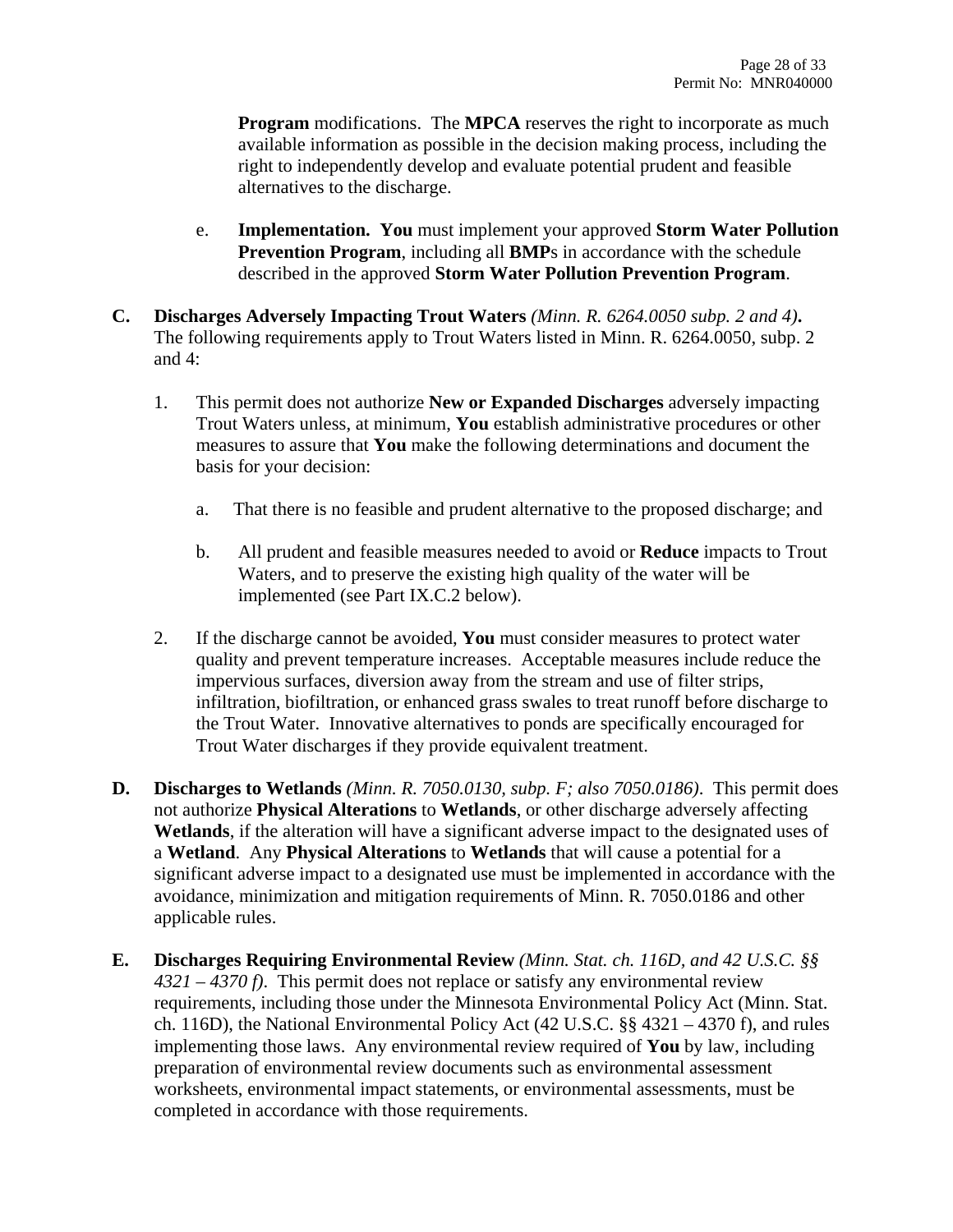**Program** modifications. The **MPCA** reserves the right to incorporate as much available information as possible in the decision making process, including the right to independently develop and evaluate potential prudent and feasible alternatives to the discharge.

e. **Implementation. You** must implement your approved **Storm Water Pollution Prevention Program**, including all **BMP**s in accordance with the schedule described in the approved **Storm Water Pollution Prevention Program**.

**C. Discharges Adversely Impacting Trout Waters** *(Minn. R. 6264.0050 subp. 2 and 4)***.** The following requirements apply to Trout Waters listed in Minn. R. 6264.0050, subp. 2 and 4:

1. This permit does not authorize **New or Expanded Discharges** adversely impacting Trout Waters unless, at minimum, **You** establish administrative procedures or other measures to assure that **You** make the following determinations and document the basis for your decision:

   a. That there is no feasible and prudent alternative to the proposed discharge; and

   b. All prudent and feasible measures needed to avoid or **Reduce** impacts to Trout Waters, and to preserve the existing high quality of the water will be implemented (see Part IX.C.2 below).

2. If the discharge cannot be avoided, **You** must consider measures to protect water quality and prevent temperature increases. Acceptable measures include reduce the impervious surfaces, diversion away from the stream and use of filter strips, infiltration, biofiltration, or enhanced grass swales to treat runoff before discharge to the Trout Water. Innovative alternatives to ponds are specifically encouraged for Trout Water discharges if they provide equivalent treatment.

**D. Discharges to Wetlands** *(Minn. R. 7050.0130, subp. F; also 7050.0186)*. This permit does not authorize **Physical Alterations** to **Wetlands**, or other discharge adversely affecting **Wetlands**, if the alteration will have a significant adverse impact to the designated uses of a **Wetland**. Any **Physical Alterations** to **Wetlands** that will cause a potential for a significant adverse impact to a designated use must be implemented in accordance with the avoidance, minimization and mitigation requirements of Minn. R. 7050.0186 and other applicable rules.

**E. Discharges Requiring Environmental Review** *(Minn. Stat. ch. 116D, and 42 U.S.C. §§ 4321 – 4370 f)*. This permit does not replace or satisfy any environmental review requirements, including those under the Minnesota Environmental Policy Act (Minn. Stat. ch. 116D), the National Environmental Policy Act (42 U.S.C. §§ 4321 – 4370 f), and rules implementing those laws. Any environmental review required of **You** by law, including preparation of environmental review documents such as environmental assessment worksheets, environmental impact statements, or environmental assessments, must be completed in accordance with those requirements.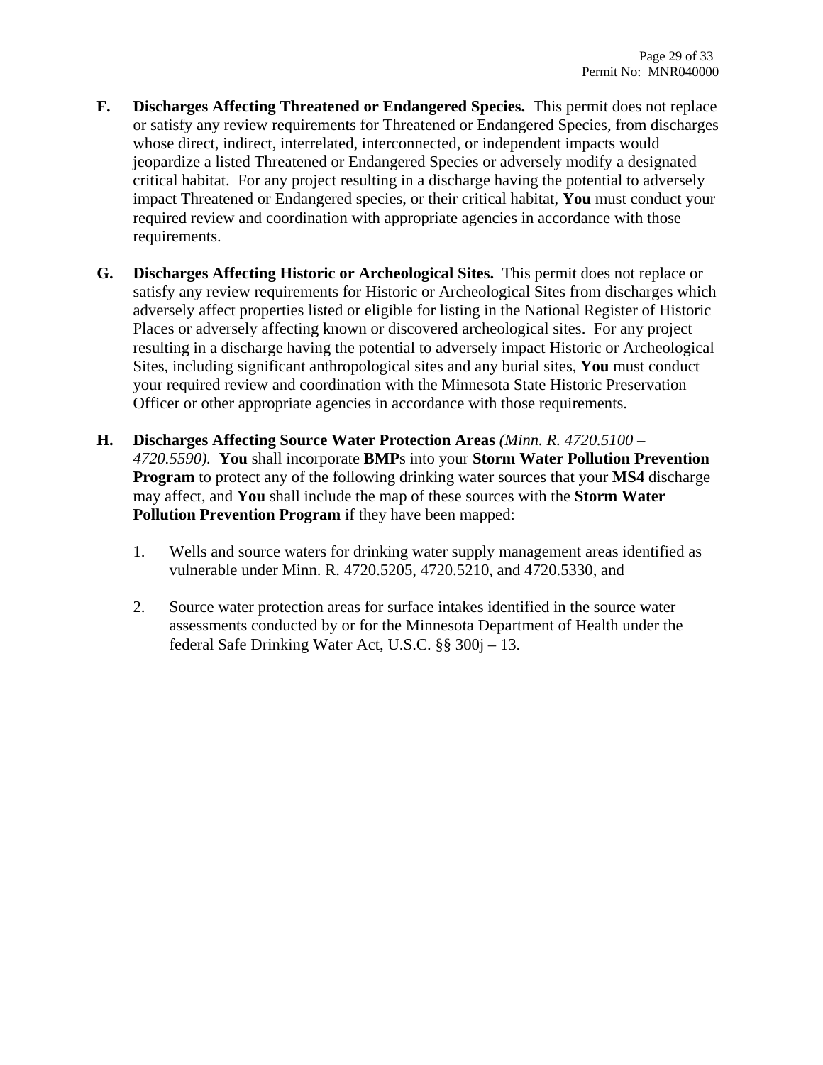**F. Discharges Affecting Threatened or Endangered Species.** This permit does not replace or satisfy any review requirements for Threatened or Endangered Species, from discharges whose direct, indirect, interrelated, interconnected, or independent impacts would jeopardize a listed Threatened or Endangered Species or adversely modify a designated critical habitat. For any project resulting in a discharge having the potential to adversely impact Threatened or Endangered species, or their critical habitat, **You** must conduct your required review and coordination with appropriate agencies in accordance with those requirements.

**G. Discharges Affecting Historic or Archeological Sites.** This permit does not replace or satisfy any review requirements for Historic or Archeological Sites from discharges which adversely affect properties listed or eligible for listing in the National Register of Historic Places or adversely affecting known or discovered archeological sites. For any project resulting in a discharge having the potential to adversely impact Historic or Archeological Sites, including significant anthropological sites and any burial sites, **You** must conduct your required review and coordination with the Minnesota State Historic Preservation Officer or other appropriate agencies in accordance with those requirements.

**H. Discharges Affecting Source Water Protection Areas** *(Minn. R. 4720.5100 – 4720.5590).* **You** shall incorporate **BMP**s into your **Storm Water Pollution Prevention Program** to protect any of the following drinking water sources that your **MS4** discharge may affect, and **You** shall include the map of these sources with the **Storm Water Pollution Prevention Program** if they have been mapped:

1. Wells and source waters for drinking water supply management areas identified as vulnerable under Minn. R. 4720.5205, 4720.5210, and 4720.5330, and

2. Source water protection areas for surface intakes identified in the source water assessments conducted by or for the Minnesota Department of Health under the federal Safe Drinking Water Act, U.S.C. §§ 300j – 13.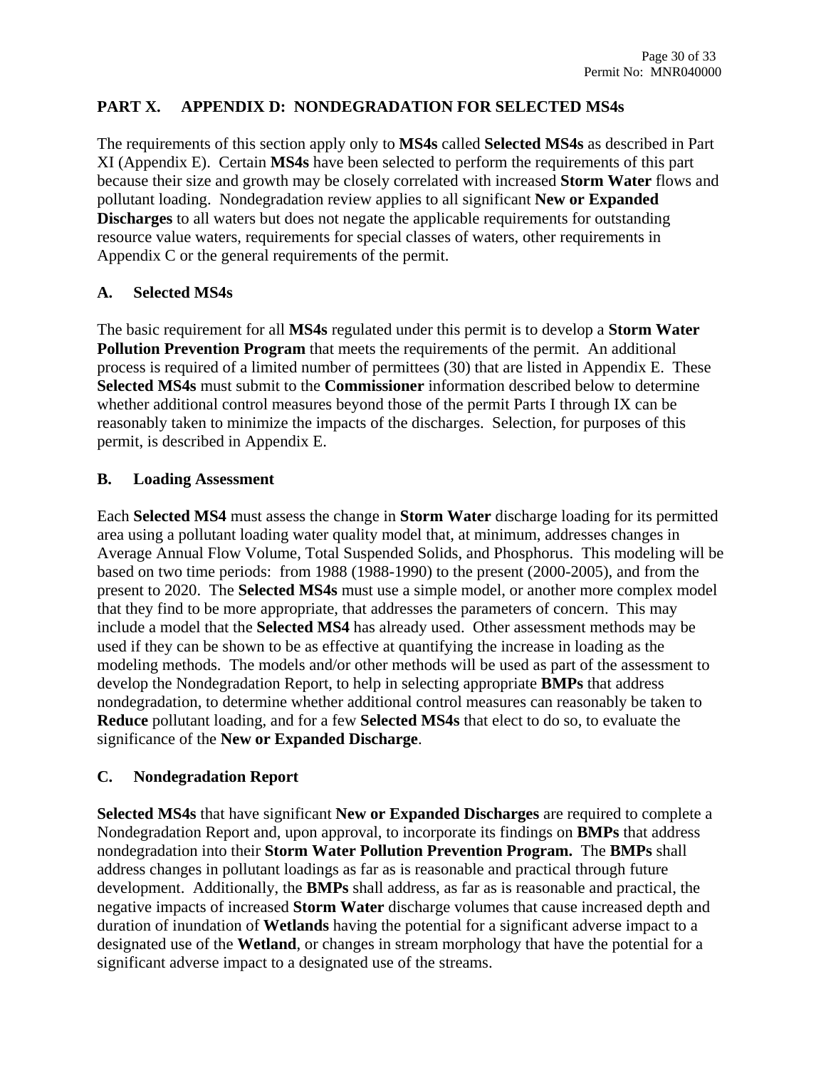## PART X. APPENDIX D: NONDEGRADATION FOR SELECTED MS4s

The requirements of this section apply only to **MS4s** called **Selected MS4s** as described in Part XI (Appendix E). Certain **MS4s** have been selected to perform the requirements of this part because their size and growth may be closely correlated with increased **Storm Water** flows and pollutant loading. Nondegradation review applies to all significant **New or Expanded Discharges** to all waters but does not negate the applicable requirements for outstanding resource value waters, requirements for special classes of waters, other requirements in Appendix C or the general requirements of the permit.

### A. Selected MS4s

The basic requirement for all **MS4s** regulated under this permit is to develop a **Storm Water Pollution Prevention Program** that meets the requirements of the permit. An additional process is required of a limited number of permittees (30) that are listed in Appendix E. These **Selected MS4s** must submit to the **Commissioner** information described below to determine whether additional control measures beyond those of the permit Parts I through IX can be reasonably taken to minimize the impacts of the discharges. Selection, for purposes of this permit, is described in Appendix E.

### B. Loading Assessment

Each **Selected MS4** must assess the change in **Storm Water** discharge loading for its permitted area using a pollutant loading water quality model that, at minimum, addresses changes in Average Annual Flow Volume, Total Suspended Solids, and Phosphorus. This modeling will be based on two time periods: from 1988 (1988-1990) to the present (2000-2005), and from the present to 2020. The **Selected MS4s** must use a simple model, or another more complex model that they find to be more appropriate, that addresses the parameters of concern. This may include a model that the **Selected MS4** has already used. Other assessment methods may be used if they can be shown to be as effective at quantifying the increase in loading as the modeling methods. The models and/or other methods will be used as part of the assessment to develop the Nondegradation Report, to help in selecting appropriate **BMPs** that address nondegradation, to determine whether additional control measures can reasonably be taken to **Reduce** pollutant loading, and for a few **Selected MS4s** that elect to do so, to evaluate the significance of the **New or Expanded Discharge**.

### C. Nondegradation Report

**Selected MS4s** that have significant **New or Expanded Discharges** are required to complete a Nondegradation Report and, upon approval, to incorporate its findings on **BMPs** that address nondegradation into their **Storm Water Pollution Prevention Program.** The **BMPs** shall address changes in pollutant loadings as far as is reasonable and practical through future development. Additionally, the **BMPs** shall address, as far as is reasonable and practical, the negative impacts of increased **Storm Water** discharge volumes that cause increased depth and duration of inundation of **Wetlands** having the potential for a significant adverse impact to a designated use of the **Wetland**, or changes in stream morphology that have the potential for a significant adverse impact to a designated use of the streams.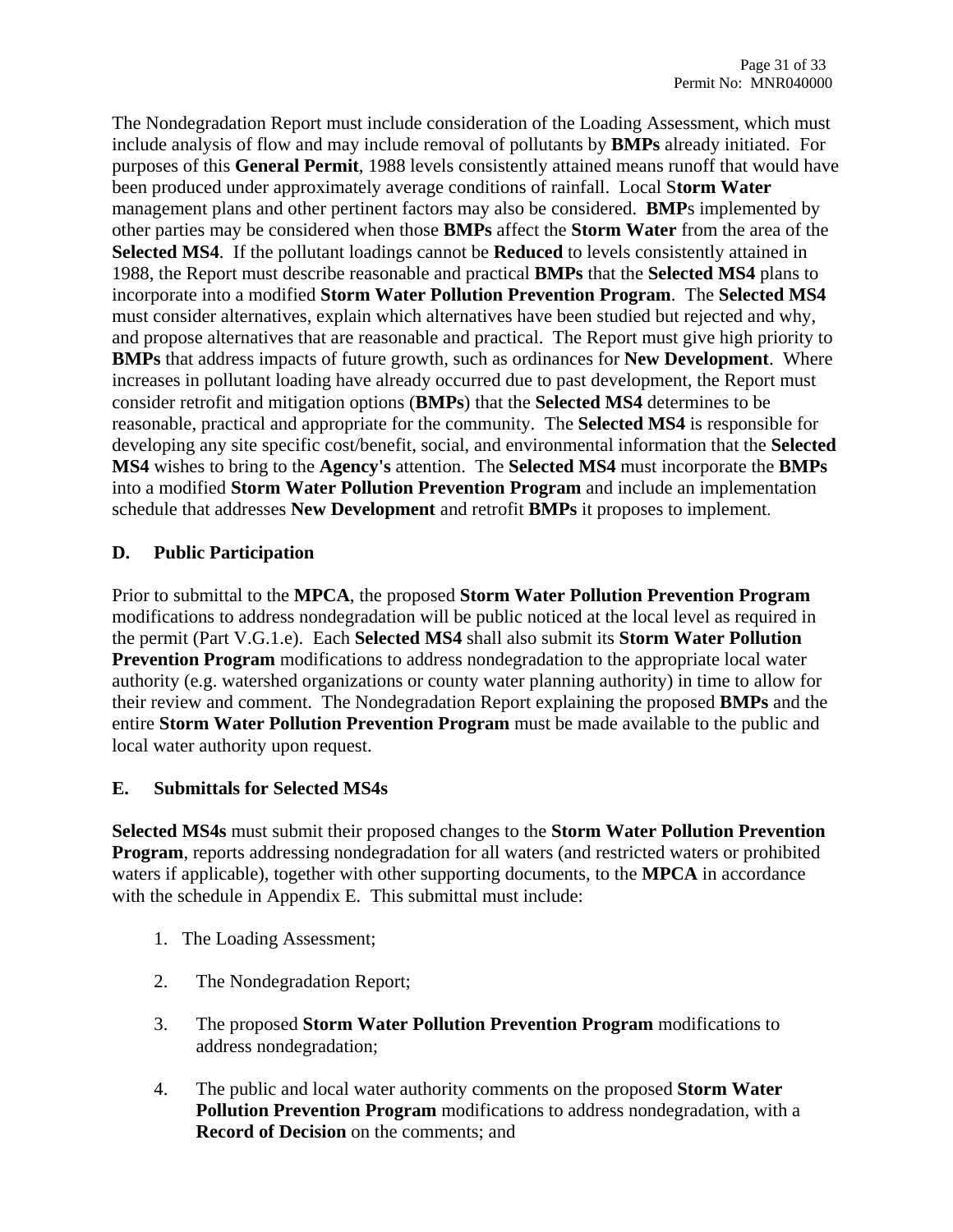The Nondegradation Report must include consideration of the Loading Assessment, which must include analysis of flow and may include removal of pollutants by **BMPs** already initiated. For purposes of this **General Permit**, 1988 levels consistently attained means runoff that would have been produced under approximately average conditions of rainfall. Local S**torm Water** management plans and other pertinent factors may also be considered. **BMP**s implemented by other parties may be considered when those **BMPs** affect the **Storm Water** from the area of the **Selected MS4**. If the pollutant loadings cannot be **Reduced** to levels consistently attained in 1988, the Report must describe reasonable and practical **BMPs** that the **Selected MS4** plans to incorporate into a modified **Storm Water Pollution Prevention Program**. The **Selected MS4** must consider alternatives, explain which alternatives have been studied but rejected and why, and propose alternatives that are reasonable and practical. The Report must give high priority to **BMPs** that address impacts of future growth, such as ordinances for **New Development**. Where increases in pollutant loading have already occurred due to past development, the Report must consider retrofit and mitigation options (**BMPs**) that the **Selected MS4** determines to be reasonable, practical and appropriate for the community. The **Selected MS4** is responsible for developing any site specific cost/benefit, social, and environmental information that the **Selected MS4** wishes to bring to the **Agency's** attention. The **Selected MS4** must incorporate the **BMPs** into a modified **Storm Water Pollution Prevention Program** and include an implementation schedule that addresses **New Development** and retrofit **BMPs** it proposes to implement.

## D. Public Participation

Prior to submittal to the **MPCA**, the proposed **Storm Water Pollution Prevention Program** modifications to address nondegradation will be public noticed at the local level as required in the permit (Part V.G.1.e). Each **Selected MS4** shall also submit its **Storm Water Pollution Prevention Program** modifications to address nondegradation to the appropriate local water authority (e.g. watershed organizations or county water planning authority) in time to allow for their review and comment. The Nondegradation Report explaining the proposed **BMPs** and the entire **Storm Water Pollution Prevention Program** must be made available to the public and local water authority upon request.

## E. Submittals for Selected MS4s

**Selected MS4s** must submit their proposed changes to the **Storm Water Pollution Prevention Program**, reports addressing nondegradation for all waters (and restricted waters or prohibited waters if applicable), together with other supporting documents, to the **MPCA** in accordance with the schedule in Appendix E. This submittal must include:

1. The Loading Assessment;

2. The Nondegradation Report;

3. The proposed **Storm Water Pollution Prevention Program** modifications to address nondegradation;

4. The public and local water authority comments on the proposed **Storm Water Pollution Prevention Program** modifications to address nondegradation, with a **Record of Decision** on the comments; and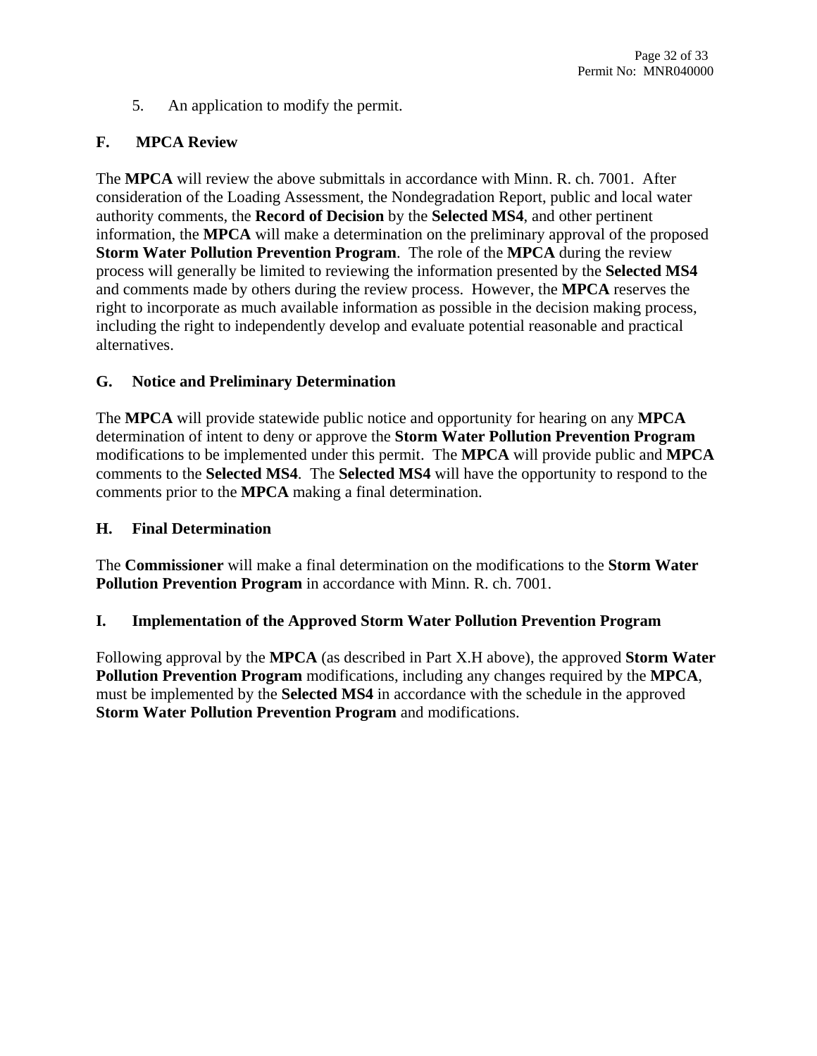5. An application to modify the permit.

### F. MPCA Review

The **MPCA** will review the above submittals in accordance with Minn. R. ch. 7001. After consideration of the Loading Assessment, the Nondegradation Report, public and local water authority comments, the **Record of Decision** by the **Selected MS4**, and other pertinent information, the **MPCA** will make a determination on the preliminary approval of the proposed **Storm Water Pollution Prevention Program**. The role of the **MPCA** during the review process will generally be limited to reviewing the information presented by the **Selected MS4** and comments made by others during the review process. However, the **MPCA** reserves the right to incorporate as much available information as possible in the decision making process, including the right to independently develop and evaluate potential reasonable and practical alternatives.

### G. Notice and Preliminary Determination

The **MPCA** will provide statewide public notice and opportunity for hearing on any **MPCA** determination of intent to deny or approve the **Storm Water Pollution Prevention Program** modifications to be implemented under this permit. The **MPCA** will provide public and **MPCA** comments to the **Selected MS4**. The **Selected MS4** will have the opportunity to respond to the comments prior to the **MPCA** making a final determination.

### H. Final Determination

The **Commissioner** will make a final determination on the modifications to the **Storm Water Pollution Prevention Program** in accordance with Minn. R. ch. 7001.

### I. Implementation of the Approved Storm Water Pollution Prevention Program

Following approval by the **MPCA** (as described in Part X.H above), the approved **Storm Water Pollution Prevention Program** modifications, including any changes required by the **MPCA**, must be implemented by the **Selected MS4** in accordance with the schedule in the approved **Storm Water Pollution Prevention Program** and modifications.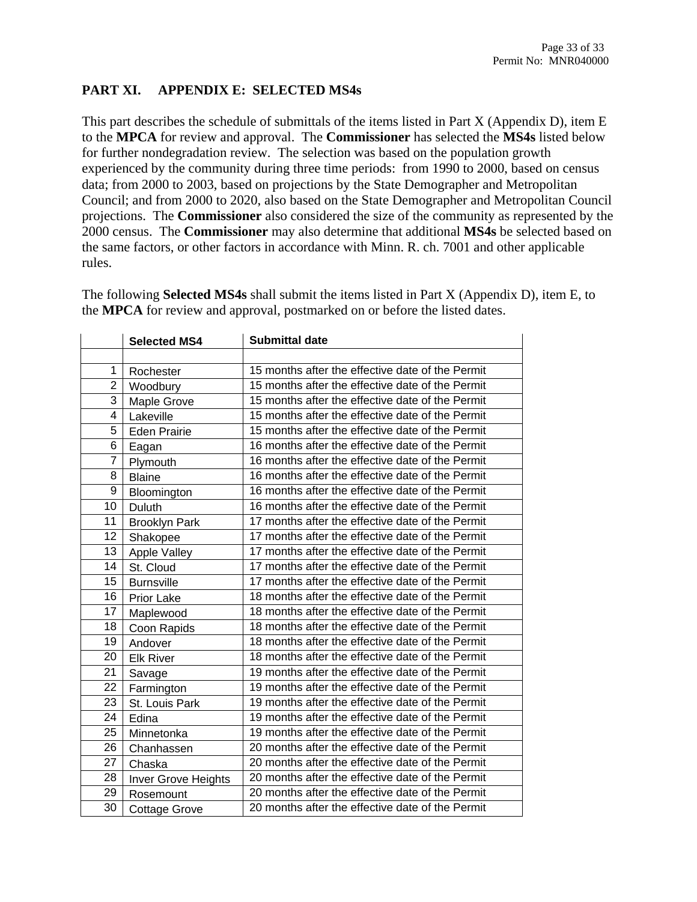## PART XI. APPENDIX E: SELECTED MS4s

This part describes the schedule of submittals of the items listed in Part X (Appendix D), item E to the **MPCA** for review and approval. The **Commissioner** has selected the **MS4s** listed below for further nondegradation review. The selection was based on the population growth experienced by the community during three time periods: from 1990 to 2000, based on census data; from 2000 to 2003, based on projections by the State Demographer and Metropolitan Council; and from 2000 to 2020, also based on the State Demographer and Metropolitan Council projections. The **Commissioner** also considered the size of the community as represented by the 2000 census. The **Commissioner** may also determine that additional **MS4s** be selected based on the same factors, or other factors in accordance with Minn. R. ch. 7001 and other applicable rules.

The following **Selected MS4s** shall submit the items listed in Part X (Appendix D), item E, to the **MPCA** for review and approval, postmarked on or before the listed dates.

| | Selected MS4 | Submittal date |
|---|---|---|
| | | |
| 1 | Rochester | 15 months after the effective date of the Permit |
| 2 | Woodbury | 15 months after the effective date of the Permit |
| 3 | Maple Grove | 15 months after the effective date of the Permit |
| 4 | Lakeville | 15 months after the effective date of the Permit |
| 5 | Eden Prairie | 15 months after the effective date of the Permit |
| 6 | Eagan | 16 months after the effective date of the Permit |
| 7 | Plymouth | 16 months after the effective date of the Permit |
| 8 | Blaine | 16 months after the effective date of the Permit |
| 9 | Bloomington | 16 months after the effective date of the Permit |
| 10 | Duluth | 16 months after the effective date of the Permit |
| 11 | Brooklyn Park | 17 months after the effective date of the Permit |
| 12 | Shakopee | 17 months after the effective date of the Permit |
| 13 | Apple Valley | 17 months after the effective date of the Permit |
| 14 | St. Cloud | 17 months after the effective date of the Permit |
| 15 | Burnsville | 17 months after the effective date of the Permit |
| 16 | Prior Lake | 18 months after the effective date of the Permit |
| 17 | Maplewood | 18 months after the effective date of the Permit |
| 18 | Coon Rapids | 18 months after the effective date of the Permit |
| 19 | Andover | 18 months after the effective date of the Permit |
| 20 | Elk River | 18 months after the effective date of the Permit |
| 21 | Savage | 19 months after the effective date of the Permit |
| 22 | Farmington | 19 months after the effective date of the Permit |
| 23 | St. Louis Park | 19 months after the effective date of the Permit |
| 24 | Edina | 19 months after the effective date of the Permit |
| 25 | Minnetonka | 19 months after the effective date of the Permit |
| 26 | Chanhassen | 20 months after the effective date of the Permit |
| 27 | Chaska | 20 months after the effective date of the Permit |
| 28 | Inver Grove Heights | 20 months after the effective date of the Permit |
| 29 | Rosemount | 20 months after the effective date of the Permit |
| 30 | Cottage Grove | 20 months after the effective date of the Permit |